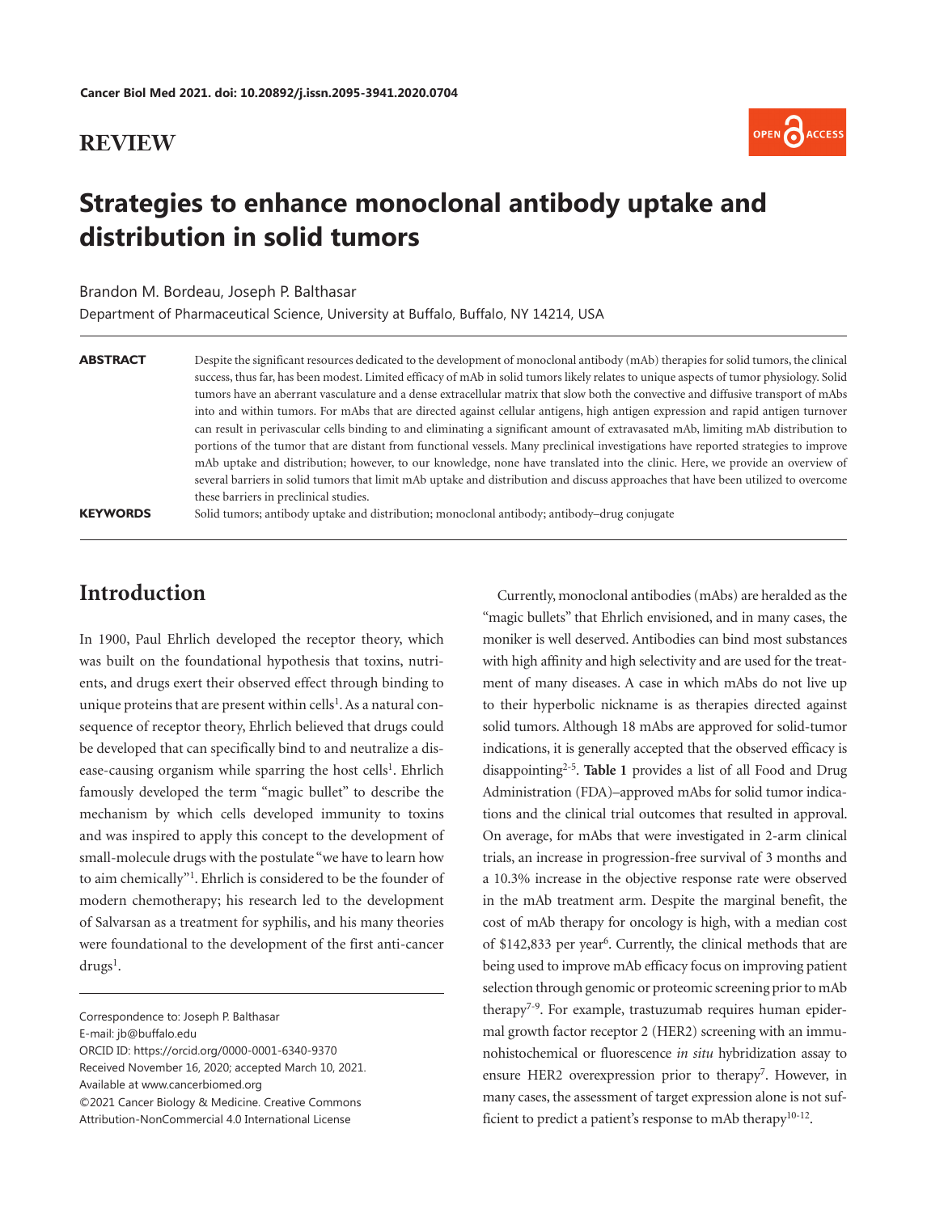**Cancer Biol Med 2021. doi: 10.20892/j.issn.2095-3941.2020.0704**

## REVIEW

# Strategies to enhance monoclonal antibody uptake and distribution in solid tumors

Brandon M. Bordeau, Joseph P. Balthasar

Department of Pharmaceutical Science, University at Buffalo, Buffalo, NY 14214, USA

**ABSTRACT** Despite the significant resources dedicated to the development of monoclonal antibody (mAb) therapies for solid tumors, the clinical success, thus far, has been modest. Limited efficacy of mAb in solid tumors likely relates to unique aspects of tumor physiology. Solid tumors have an aberrant vasculature and a dense extracellular matrix that slow both the convective and diffusive transport of mAbs into and within tumors. For mAbs that are directed against cellular antigens, high antigen expression and rapid antigen turnover can result in perivascular cells binding to and eliminating a significant amount of extravasated mAb, limiting mAb distribution to portions of the tumor that are distant from functional vessels. Many preclinical investigations have reported strategies to improve mAb uptake and distribution; however, to our knowledge, none have translated into the clinic. Here, we provide an overview of several barriers in solid tumors that limit mAb uptake and distribution and discuss approaches that have been utilized to overcome these barriers in preclinical studies.

**KEYWORDS** Solid tumors; antibody uptake and distribution; monoclonal antibody; antibody–drug conjugate

## Introduction

In 1900, Paul Ehrlich developed the receptor theory, which was built on the foundational hypothesis that toxins, nutrients, and drugs exert their observed effect through binding to unique proteins that are present within cells[1]. As a natural consequence of receptor theory, Ehrlich believed that drugs could be developed that can specifically bind to and neutralize a disease-causing organism while sparring the host cells[1]. Ehrlich famously developed the term "magic bullet" to describe the mechanism by which cells developed immunity to toxins and was inspired to apply this concept to the development of small-molecule drugs with the postulate "we have to learn how to aim chemically"[1]. Ehrlich is considered to be the founder of modern chemotherapy; his research led to the development of Salvarsan as a treatment for syphilis, and his many theories were foundational to the development of the first anti-cancer drugs[1].

Currently, monoclonal antibodies (mAbs) are heralded as the "magic bullets" that Ehrlich envisioned, and in many cases, the moniker is well deserved. Antibodies can bind most substances with high affinity and high selectivity and are used for the treatment of many diseases. A case in which mAbs do not live up to their hyperbolic nickname is as therapies directed against solid tumors. Although 18 mAbs are approved for solid-tumor indications, it is generally accepted that the observed efficacy is disappointing[2-5]. **Table 1** provides a list of all Food and Drug Administration (FDA)–approved mAbs for solid tumor indications and the clinical trial outcomes that resulted in approval. On average, for mAbs that were investigated in 2-arm clinical trials, an increase in progression-free survival of 3 months and a 10.3% increase in the objective response rate were observed in the mAb treatment arm. Despite the marginal benefit, the cost of mAb therapy for oncology is high, with a median cost of $142,833 per year[6]. Currently, the clinical methods that are being used to improve mAb efficacy focus on improving patient selection through genomic or proteomic screening prior to mAb therapy[7-9]. For example, trastuzumab requires human epidermal growth factor receptor 2 (HER2) screening with an immunohistochemical or fluorescence *in situ* hybridization assay to ensure HER2 overexpression prior to therapy[7]. However, in many cases, the assessment of target expression alone is not sufficient to predict a patient's response to mAb therapy[10-12].

Correspondence to: Joseph P. Balthasar
E-mail: jb@buffalo.edu
ORCID ID: https://orcid.org/0000-0001-6340-9370
Received November 16, 2020; accepted March 10, 2021.
Available at www.cancerbiomed.org
©2021 Cancer Biology & Medicine. Creative Commons Attribution-NonCommercial 4.0 International License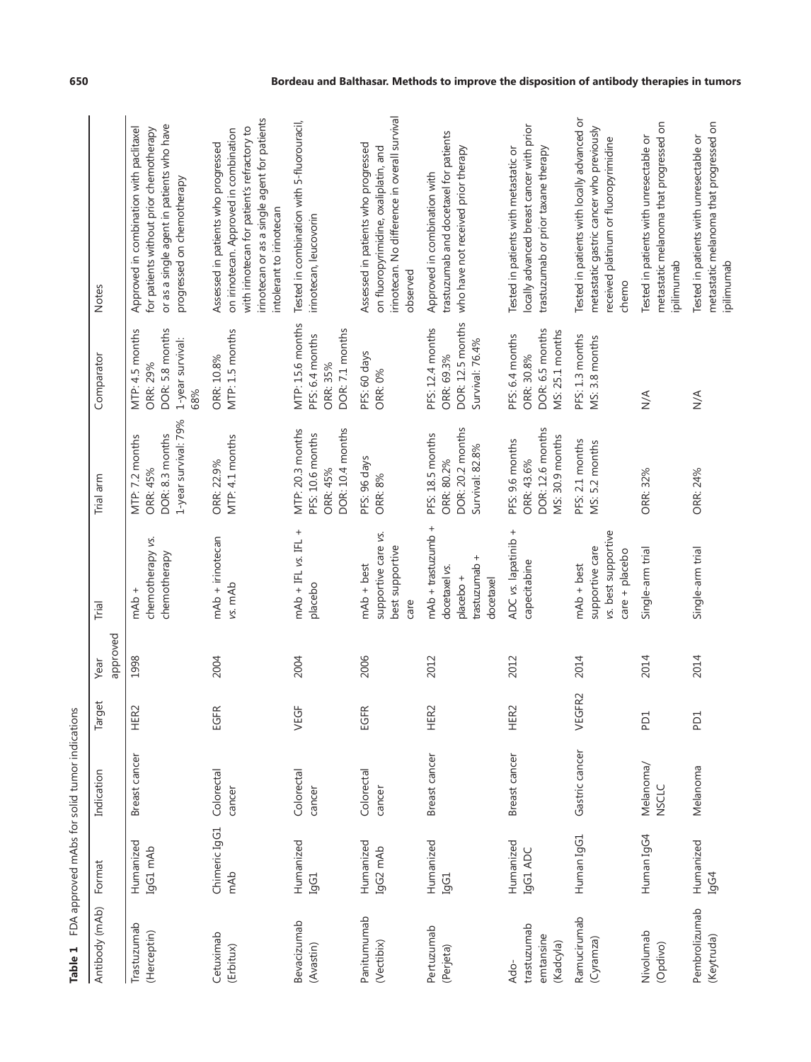**Table 1** FDA approved mAbs for solid tumor indications

| Antibody (mAb) | Format | Indication | Target | Year approved | Trial | Trial arm | Comparator | Notes |
|---|---|---|---|---|---|---|---|---|
| Trastuzumab (Herceptin) | Humanized IgG1 mAb | Breast cancer | HER2 | 1998 | mAb + chemotherapy *vs.* chemotherapy | MTP: 7.2 months ORR: 45% DOR: 8.3 months 1-year survival: 79% | MTP: 4.5 months ORR: 29% DOR: 5.8 months 1-year survival: 68% | Approved in combination with paclitaxel for patients without prior chemotherapy or as a single agent in patients who have progressed on chemotherapy |
| Cetuximab (Erbitux) | Chimeric IgG1 mAb | Colorectal cancer | EGFR | 2004 | mAb + irinotecan *vs.* mAb | ORR: 22.9% MTP: 4.1 months | ORR: 10.8% MTP: 1.5 months | Assessed in patients who progressed on irinotecan. Approved in combination with irinotecan for patient's refractory to irinotecan or as a single agent for patients intolerant to irinotecan |
| Bevacizumab (Avastin) | Humanized IgG1 | Colorectal cancer | VEGF | 2004 | mAb + IFL *vs.* IFL + placebo | MTP: 20.3 months PFS: 10.6 months ORR: 45% DOR: 10.4 months | MTP: 15.6 months PFS: 6.4 months ORR: 35% DOR: 7.1 months | Tested in combination with 5-fluorouracil, irinotecan, leucovorin |
| Panitumumab (Vectibix) | Humanized IgG2 mAb | Colorectal cancer | EGFR | 2006 | mAb + best supportive care *vs.* best supportive care | PFS: 96 days ORR: 8% | PFS: 60 days ORR: 0% | Assessed in patients who progressed on fluoropyrimidine, oxaliplatin, and irinotecan. No difference in overall survival observed |
| Pertuzumab (Perjeta) | Humanized IgG1 | Breast cancer | HER2 | 2012 | mAb + trastuzumb + docetaxel *vs.* placebo + trastuzumab + docetaxel | PFS: 18.5 months ORR: 80.2% DOR: 20.2 months Survival: 82.8% | PFS: 12.4 months ORR: 69.3% DOR: 12.5 months Survival: 76.4% | Approved in combination with trastuzumab and docetaxel for patients who have not received prior therapy |
| Ado-trastuzumab emtansine (Kadcyla) | Humanized IgG1 ADC | Breast cancer | HER2 | 2012 | ADC *vs.* lapatinib + capecitabine | PFS: 9.6 months ORR: 43.6% DOR: 12.6 months MS: 30.9 months | PFS: 6.4 months ORR: 30.8% DOR: 6.5 months MS: 25.1 months | Tested in patients with metastatic or locally advanced breast cancer with prior trastuzumab or prior taxane therapy |
| Ramucirumab (Cyramza) | Human IgG1 | Gastric cancer | VEGFR2 | 2014 | mAb + best supportive care *vs.* best supportive care + placebo | PFS: 2.1 months MS: 5.2 months | PFS: 1.3 months MS: 3.8 months | Tested in patients with locally advanced or metastatic gastric cancer who previously received platinum or fluoropyrimidine chemo |
| Nivolumab (Opdivo) | Human IgG4 | Melanoma/ NSCLC | PD1 | 2014 | Single-arm trial | ORR: 32% | N/A | Tested in patients with unresectable or metastatic melanoma that progressed on ipilimumab |
| Pembrolizumab (Keytruda) | Humanized IgG4 | Melanoma | PD1 | 2014 | Single-arm trial | ORR: 24% | N/A | Tested in patients with unresectable or metastatic melanoma that progressed on ipilimumab |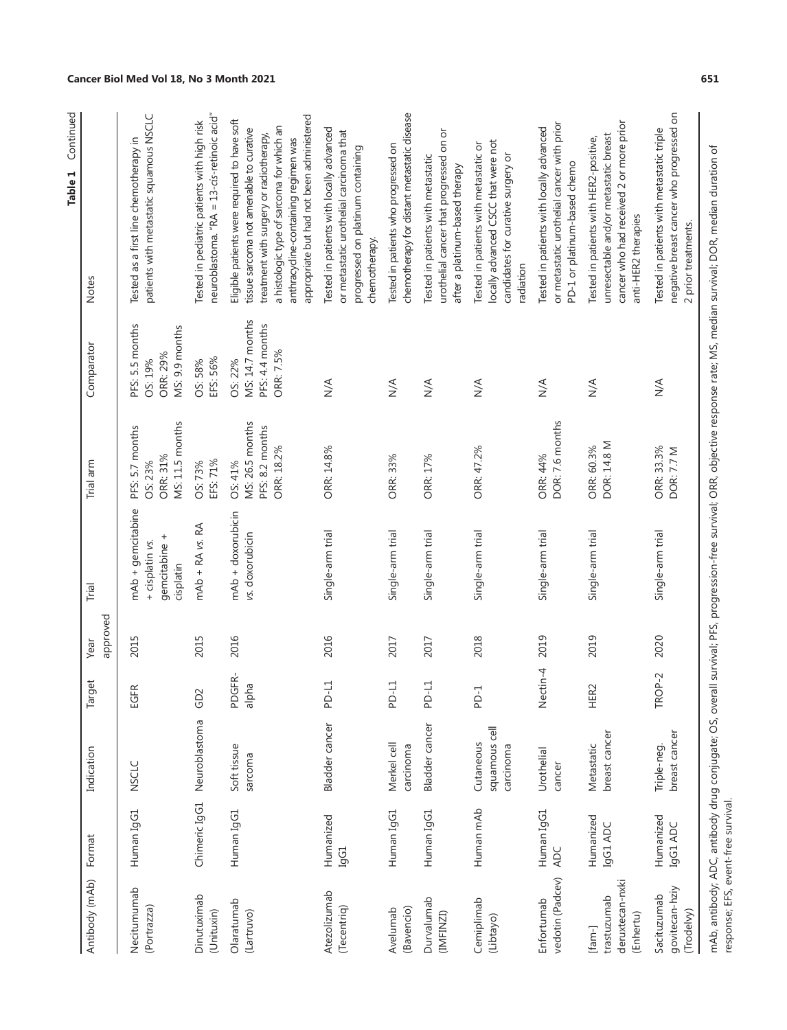**Table 1** Continued

| Antibody (mAb) | Format | Indication | Target | Year approved | Trial | Trial arm | Comparator | Notes |
|---|---|---|---|---|---|---|---|---|
| Necitumumab (Portrazza) | Human IgG1 | NSCLC | EGFR | 2015 | mAb + gemcitabine + cisplatin vs. gemcitabine + cisplatin | PFS: 5.7 months<br>OS: 23%<br>ORR: 31%<br>MS: 11.5 months | PFS: 5.5 months<br>OS: 19%<br>ORR: 29%<br>MS: 9.9 months | Tested as a first line chemotherapy in patients with metastatic squamous NSCLC |
| Dinutuximab (Unituxin) | Chimeric IgG1 | Neuroblastoma | GD2 | 2015 | mAb + RA vs. RA | OS: 73%<br>EFS: 71% | OS: 58%<br>EFS: 56% | Tested in pediatric patients with high risk neuroblastoma. "RA = 13-*cis*-retinoic acid" |
| Olaratumab (Lartruvo) | Human IgG1 | Soft tissue sarcoma | PDGFR-alpha | 2016 | mAb + doxorubicin vs. doxorubicin | OS: 41%<br>MS: 26.5 months<br>PFS: 8.2 months<br>ORR: 18.2% | OS: 22%<br>MS: 14.7 months<br>PFS: 4.4 months<br>ORR: 7.5% | Eligible patients were required to have soft tissue sarcoma not amenable to curative treatment with surgery or radiotherapy, a histologic type of sarcoma for which an anthracycline-containing regimen was appropriate but had not been administered |
| Atezolizumab (Tecentriq) | Humanized IgG1 | Bladder cancer | PD-L1 | 2016 | Single-arm trial | ORR: 14.8% | N/A | Tested in patients with locally advanced or metastatic urothelial carcinoma that progressed on platinum containing chemotherapy. |
| Avelumab (Bavencio) | Human IgG1 | Merkel cell carcinoma | PD-L1 | 2017 | Single-arm trial | ORR: 33% | N/A | Tested in patients who progressed on chemotherapy for distant metastatic disease |
| Durvalumab (IMFINZI) | Human IgG1 | Bladder cancer | PD-L1 | 2017 | Single-arm trial | ORR: 17% | N/A | Tested in patients with metastatic urothelial cancer that progressed on or after a platinum-based therapy |
| Cemiplimab (Libtayo) | Human mAb | Cutaneous squamous cell carcinoma | PD-1 | 2018 | Single-arm trial | ORR: 47.2% | N/A | Tested in patients with metastatic or locally advanced CSCC that were not candidates for curative surgery or radiation |
| Enfortumab vedotin (Padcev) | Human IgG1 ADC | Urothelial cancer | Nectin-4 | 2019 | Single-arm trial | ORR: 44%<br>DOR: 7.6 months | N/A | Tested in patients with locally advanced or metastatic urothelial cancer with prior PD-1 or platinum-based chemo |
| [fam-] trastuzumab deruxtecan-nxki (Enhertu) | Humanized IgG1 ADC | Metastatic breast cancer | HER2 | 2019 | Single-arm trial | ORR: 60.3%<br>DOR: 14.8 M | N/A | Tested in patients with HER2-positive, unresectable and/or metastatic breast cancer who had received 2 or more prior anti-HER2 therapies |
| Sacituzumab govitecan-hziy (Trodelvy) | Humanized IgG1 ADC | Triple-neg. breast cancer | TROP-2 | 2020 | Single-arm trial | ORR: 33.3%<br>DOR: 7.7 M | N/A | Tested in patients with metastatic triple negative breast cancer who progressed on 2 prior treatments. |

mAb, antibody; ADC, antibody drug conjugate; OS, overall survival; PFS, progression-free survival; ORR, objective response rate; MS, median survival; DOR, median duration of response; EFS, event-free survival.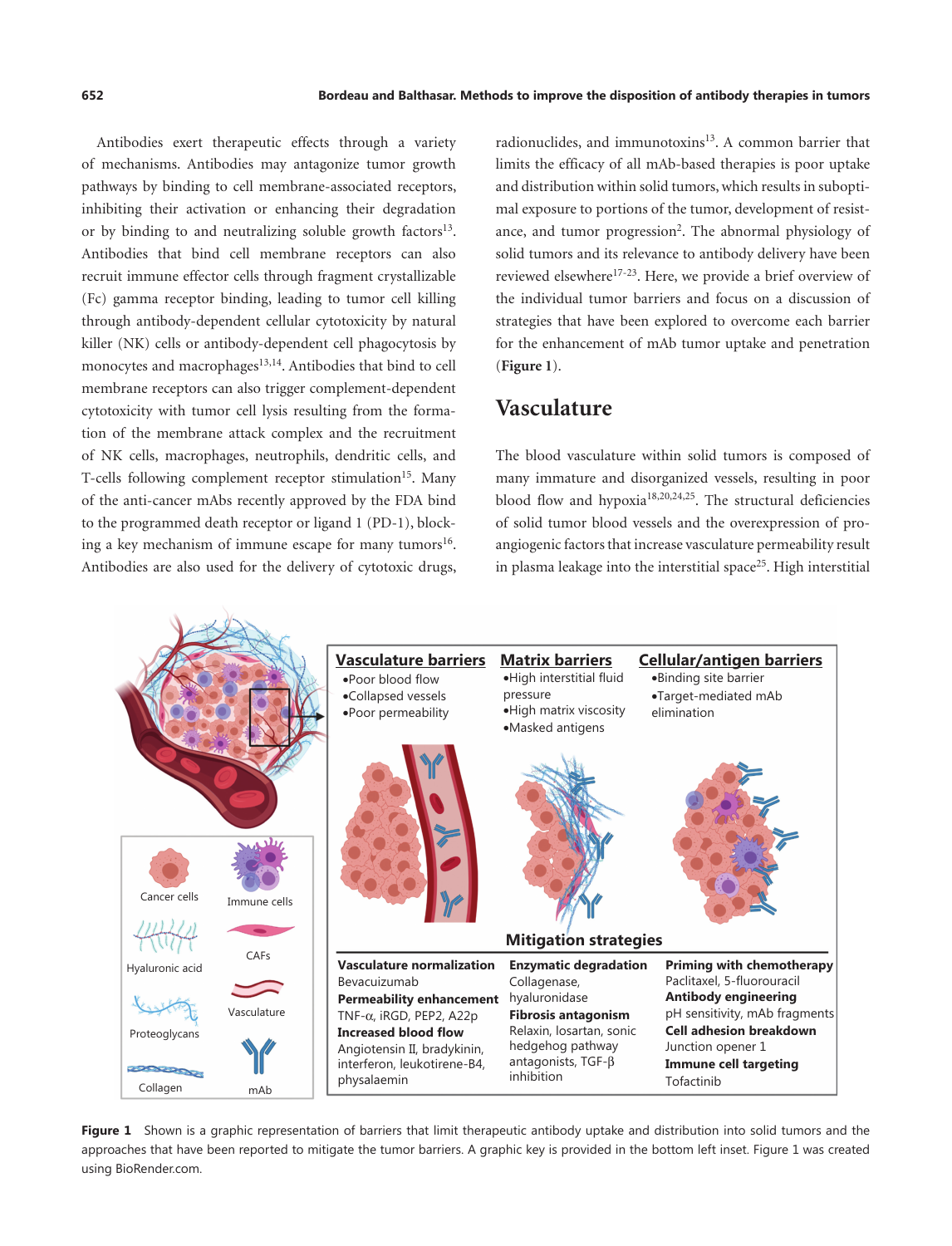Antibodies exert therapeutic effects through a variety of mechanisms. Antibodies may antagonize tumor growth pathways by binding to cell membrane-associated receptors, inhibiting their activation or enhancing their degradation or by binding to and neutralizing soluble growth factors[13]. Antibodies that bind cell membrane receptors can also recruit immune effector cells through fragment crystallizable (Fc) gamma receptor binding, leading to tumor cell killing through antibody-dependent cellular cytotoxicity by natural killer (NK) cells or antibody-dependent cell phagocytosis by monocytes and macrophages[13,14]. Antibodies that bind to cell membrane receptors can also trigger complement-dependent cytotoxicity with tumor cell lysis resulting from the formation of the membrane attack complex and the recruitment of NK cells, macrophages, neutrophils, dendritic cells, and T-cells following complement receptor stimulation[15]. Many of the anti-cancer mAbs recently approved by the FDA bind to the programmed death receptor or ligand 1 (PD-1), blocking a key mechanism of immune escape for many tumors[16]. Antibodies are also used for the delivery of cytotoxic drugs, radionuclides, and immunotoxins[13]. A common barrier that limits the efficacy of all mAb-based therapies is poor uptake and distribution within solid tumors, which results in suboptimal exposure to portions of the tumor, development of resistance, and tumor progression[2]. The abnormal physiology of solid tumors and its relevance to antibody delivery have been reviewed elsewhere[17-23]. Here, we provide a brief overview of the individual tumor barriers and focus on a discussion of strategies that have been explored to overcome each barrier for the enhancement of mAb tumor uptake and penetration (**Figure 1**).

## Vasculature

The blood vasculature within solid tumors is composed of many immature and disorganized vessels, resulting in poor blood flow and hypoxia[18,20,24,25]. The structural deficiencies of solid tumor blood vessels and the overexpression of pro-angiogenic factors that increase vasculature permeability result in plasma leakage into the interstitial space[25]. High interstitial

**Figure 1** Shown is a graphic representation of barriers that limit therapeutic antibody uptake and distribution into solid tumors and the approaches that have been reported to mitigate the tumor barriers. A graphic key is provided in the bottom left inset. Figure 1 was created using BioRender.com.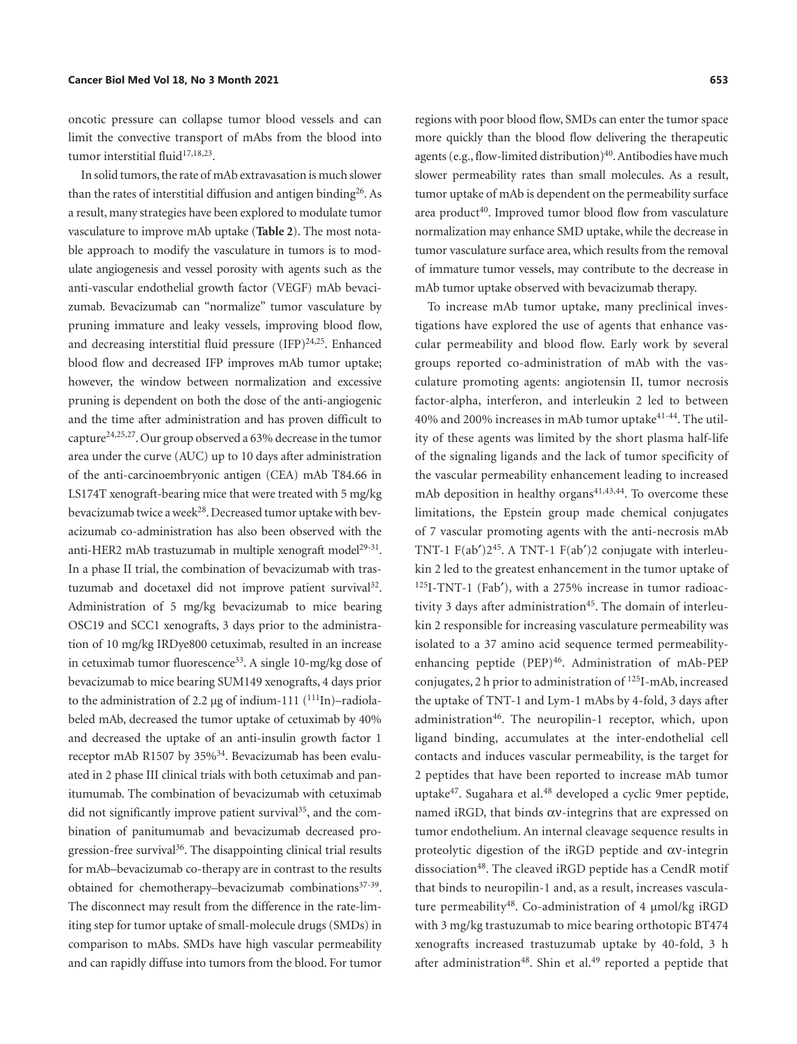oncotic pressure can collapse tumor blood vessels and can limit the convective transport of mAbs from the blood into tumor interstitial fluid[17,18,23].

In solid tumors, the rate of mAb extravasation is much slower than the rates of interstitial diffusion and antigen binding[26]. As a result, many strategies have been explored to modulate tumor vasculature to improve mAb uptake (**Table 2**). The most notable approach to modify the vasculature in tumors is to modulate angiogenesis and vessel porosity with agents such as the anti-vascular endothelial growth factor (VEGF) mAb bevacizumab. Bevacizumab can "normalize" tumor vasculature by pruning immature and leaky vessels, improving blood flow, and decreasing interstitial fluid pressure (IFP)[24,25]. Enhanced blood flow and decreased IFP improves mAb tumor uptake; however, the window between normalization and excessive pruning is dependent on both the dose of the anti-angiogenic and the time after administration and has proven difficult to capture[24,25,27]. Our group observed a 63% decrease in the tumor area under the curve (AUC) up to 10 days after administration of the anti-carcinoembryonic antigen (CEA) mAb T84.66 in LS174T xenograft-bearing mice that were treated with 5 mg/kg bevacizumab twice a week[28]. Decreased tumor uptake with bevacizumab co-administration has also been observed with the anti-HER2 mAb trastuzumab in multiple xenograft model[29-31]. In a phase II trial, the combination of bevacizumab with trastuzumab and docetaxel did not improve patient survival[32]. Administration of 5 mg/kg bevacizumab to mice bearing OSC19 and SCC1 xenografts, 3 days prior to the administration of 10 mg/kg IRDye800 cetuximab, resulted in an increase in cetuximab tumor fluorescence[33]. A single 10-mg/kg dose of bevacizumab to mice bearing SUM149 xenografts, 4 days prior to the administration of 2.2 μg of indium-111 ($^{111}$In)–radiolabeled mAb, decreased the tumor uptake of cetuximab by 40% and decreased the uptake of an anti-insulin growth factor 1 receptor mAb R1507 by 35%[34]. Bevacizumab has been evaluated in 2 phase III clinical trials with both cetuximab and panitumumab. The combination of bevacizumab with cetuximab did not significantly improve patient survival[35], and the combination of panitumumab and bevacizumab decreased progression-free survival[36]. The disappointing clinical trial results for mAb–bevacizumab co-therapy are in contrast to the results obtained for chemotherapy–bevacizumab combinations[37-39]. The disconnect may result from the difference in the rate-limiting step for tumor uptake of small-molecule drugs (SMDs) in comparison to mAbs. SMDs have high vascular permeability and can rapidly diffuse into tumors from the blood. For tumor regions with poor blood flow, SMDs can enter the tumor space more quickly than the blood flow delivering the therapeutic agents (e.g., flow-limited distribution)[40]. Antibodies have much slower permeability rates than small molecules. As a result, tumor uptake of mAb is dependent on the permeability surface area product[40]. Improved tumor blood flow from vasculature normalization may enhance SMD uptake, while the decrease in tumor vasculature surface area, which results from the removal of immature tumor vessels, may contribute to the decrease in mAb tumor uptake observed with bevacizumab therapy.

To increase mAb tumor uptake, many preclinical investigations have explored the use of agents that enhance vascular permeability and blood flow. Early work by several groups reported co-administration of mAb with the vasculature promoting agents: angiotensin II, tumor necrosis factor-alpha, interferon, and interleukin 2 led to between 40% and 200% increases in mAb tumor uptake[41-44]. The utility of these agents was limited by the short plasma half-life of the signaling ligands and the lack of tumor specificity of the vascular permeability enhancement leading to increased mAb deposition in healthy organs[41,43,44]. To overcome these limitations, the Epstein group made chemical conjugates of 7 vascular promoting agents with the anti-necrosis mAb TNT-1 F(ab′)2[45]. A TNT-1 F(ab′)2 conjugate with interleukin 2 led to the greatest enhancement in the tumor uptake of $^{125}$I-TNT-1 (Fab′), with a 275% increase in tumor radioactivity 3 days after administration[45]. The domain of interleukin 2 responsible for increasing vasculature permeability was isolated to a 37 amino acid sequence termed permeability-enhancing peptide (PEP)[46]. Administration of mAb-PEP conjugates, 2 h prior to administration of $^{125}$I-mAb, increased the uptake of TNT-1 and Lym-1 mAbs by 4-fold, 3 days after administration[46]. The neuropilin-1 receptor, which, upon ligand binding, accumulates at the inter-endothelial cell contacts and induces vascular permeability, is the target for 2 peptides that have been reported to increase mAb tumor uptake[47]. Sugahara et al.[48] developed a cyclic 9mer peptide, named iRGD, that binds αv-integrins that are expressed on tumor endothelium. An internal cleavage sequence results in proteolytic digestion of the iRGD peptide and αv-integrin dissociation[48]. The cleaved iRGD peptide has a CendR motif that binds to neuropilin-1 and, as a result, increases vasculature permeability[48]. Co-administration of 4 μmol/kg iRGD with 3 mg/kg trastuzumab to mice bearing orthotopic BT474 xenografts increased trastuzumab uptake by 40-fold, 3 h after administration[48]. Shin et al.[49] reported a peptide that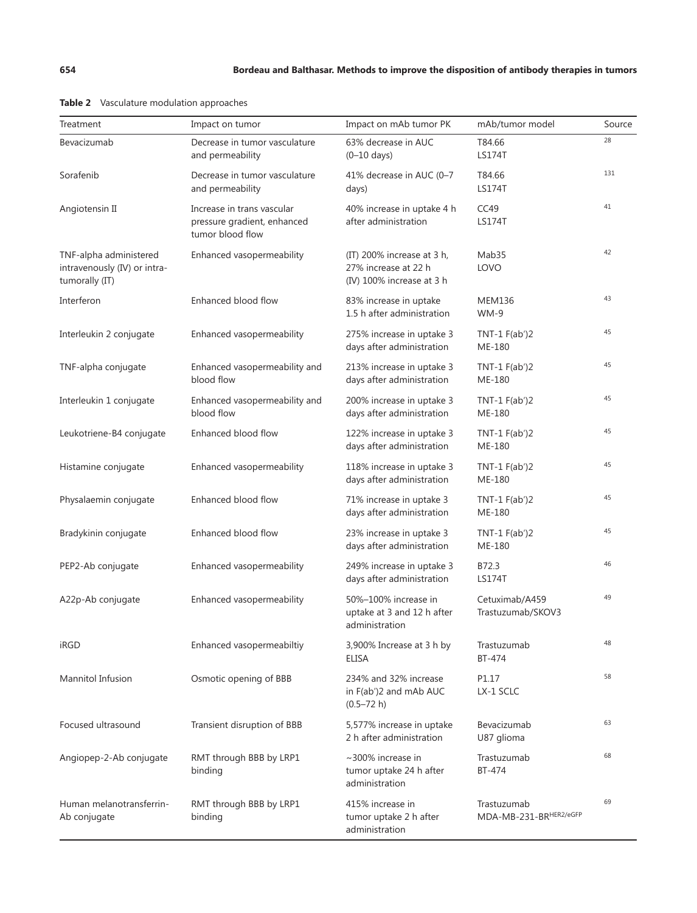**Table 2** Vasculature modulation approaches

| Treatment | Impact on tumor | Impact on mAb tumor PK | mAb/tumor model | Source |
|---|---|---|---|---|
| Bevacizumab | Decrease in tumor vasculature and permeability | 63% decrease in AUC (0–10 days) | T84.66 LS174T | 28 |
| Sorafenib | Decrease in tumor vasculature and permeability | 41% decrease in AUC (0–7 days) | T84.66 LS174T | 131 |
| Angiotensin II | Increase in trans vascular pressure gradient, enhanced tumor blood flow | 40% increase in uptake 4 h after administration | CC49 LS174T | 41 |
| TNF-alpha administered intravenously (IV) or intra-tumorally (IT) | Enhanced vasopermeability | (IT) 200% increase at 3 h, 27% increase at 22 h (IV) 100% increase at 3 h | Mab35 LOVO | 42 |
| Interferon | Enhanced blood flow | 83% increase in uptake 1.5 h after administration | MEM136 WM-9 | 43 |
| Interleukin 2 conjugate | Enhanced vasopermeability | 275% increase in uptake 3 days after administration | TNT-1 F(ab')2 ME-180 | 45 |
| TNF-alpha conjugate | Enhanced vasopermeability and blood flow | 213% increase in uptake 3 days after administration | TNT-1 F(ab')2 ME-180 | 45 |
| Interleukin 1 conjugate | Enhanced vasopermeability and blood flow | 200% increase in uptake 3 days after administration | TNT-1 F(ab')2 ME-180 | 45 |
| Leukotriene-B4 conjugate | Enhanced blood flow | 122% increase in uptake 3 days after administration | TNT-1 F(ab')2 ME-180 | 45 |
| Histamine conjugate | Enhanced vasopermeability | 118% increase in uptake 3 days after administration | TNT-1 F(ab')2 ME-180 | 45 |
| Physalaemin conjugate | Enhanced blood flow | 71% increase in uptake 3 days after administration | TNT-1 F(ab')2 ME-180 | 45 |
| Bradykinin conjugate | Enhanced blood flow | 23% increase in uptake 3 days after administration | TNT-1 F(ab')2 ME-180 | 45 |
| PEP2-Ab conjugate | Enhanced vasopermeability | 249% increase in uptake 3 days after administration | B72.3 LS174T | 46 |
| A22p-Ab conjugate | Enhanced vasopermeability | 50%–100% increase in uptake at 3 and 12 h after administration | Cetuximab/A459 Trastuzumab/SKOV3 | 49 |
| iRGD | Enhanced vasopermeabiltiy | 3,900% Increase at 3 h by ELISA | Trastuzumab BT-474 | 48 |
| Mannitol Infusion | Osmotic opening of BBB | 234% and 32% increase in F(ab')2 and mAb AUC (0.5–72 h) | P1.17 LX-1 SCLC | 58 |
| Focused ultrasound | Transient disruption of BBB | 5,577% increase in uptake 2 h after administration | Bevacizumab U87 glioma | 63 |
| Angiopep-2-Ab conjugate | RMT through BBB by LRP1 binding | ~300% increase in tumor uptake 24 h after administration | Trastuzumab BT-474 | 68 |
| Human melanotransferrin-Ab conjugate | RMT through BBB by LRP1 binding | 415% increase in tumor uptake 2 h after administration | Trastuzumab MDA-MB-231-BR$^{HER2/eGFP}$ | 69 |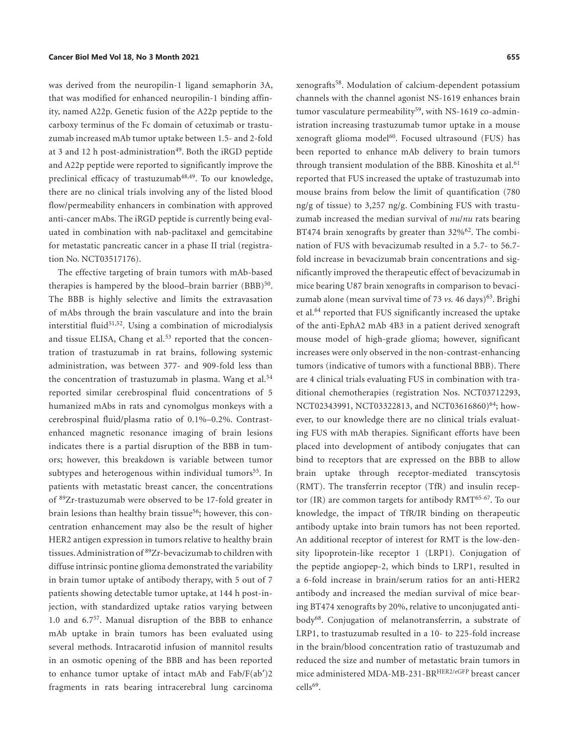was derived from the neuropilin-1 ligand semaphorin 3A, that was modified for enhanced neuropilin-1 binding affinity, named A22p. Genetic fusion of the A22p peptide to the carboxy terminus of the Fc domain of cetuximab or trastuzumab increased mAb tumor uptake between 1.5- and 2-fold at 3 and 12 h post-administration[49]. Both the iRGD peptide and A22p peptide were reported to significantly improve the preclinical efficacy of trastuzumab[48,49]. To our knowledge, there are no clinical trials involving any of the listed blood flow/permeability enhancers in combination with approved anti-cancer mAbs. The iRGD peptide is currently being evaluated in combination with nab-paclitaxel and gemcitabine for metastatic pancreatic cancer in a phase II trial (registration No. NCT03517176).

The effective targeting of brain tumors with mAb-based therapies is hampered by the blood–brain barrier (BBB)[50]. The BBB is highly selective and limits the extravasation of mAbs through the brain vasculature and into the brain interstitial fluid[51,52]. Using a combination of microdialysis and tissue ELISA, Chang et al.[53] reported that the concentration of trastuzumab in rat brains, following systemic administration, was between 377- and 909-fold less than the concentration of trastuzumab in plasma. Wang et al.[54] reported similar cerebrospinal fluid concentrations of 5 humanized mAbs in rats and cynomolgus monkeys with a cerebrospinal fluid/plasma ratio of 0.1%–0.2%. Contrast-enhanced magnetic resonance imaging of brain lesions indicates there is a partial disruption of the BBB in tumors; however, this breakdown is variable between tumor subtypes and heterogenous within individual tumors[55]. In patients with metastatic breast cancer, the concentrations of $^{89}$Zr-trastuzumab were observed to be 17-fold greater in brain lesions than healthy brain tissue[56]; however, this concentration enhancement may also be the result of higher HER2 antigen expression in tumors relative to healthy brain tissues. Administration of $^{89}$Zr-bevacizumab to children with diffuse intrinsic pontine glioma demonstrated the variability in brain tumor uptake of antibody therapy, with 5 out of 7 patients showing detectable tumor uptake, at 144 h post-injection, with standardized uptake ratios varying between 1.0 and 6.7[57]. Manual disruption of the BBB to enhance mAb uptake in brain tumors has been evaluated using several methods. Intracarotid infusion of mannitol results in an osmotic opening of the BBB and has been reported to enhance tumor uptake of intact mAb and Fab/F(ab′)2 fragments in rats bearing intracerebral lung carcinoma xenografts[58]. Modulation of calcium-dependent potassium channels with the channel agonist NS-1619 enhances brain tumor vasculature permeability[59], with NS-1619 co-administration increasing trastuzumab tumor uptake in a mouse xenograft glioma model[60]. Focused ultrasound (FUS) has been reported to enhance mAb delivery to brain tumors through transient modulation of the BBB. Kinoshita et al.[61] reported that FUS increased the uptake of trastuzumab into mouse brains from below the limit of quantification (780 ng/g of tissue) to 3,257 ng/g. Combining FUS with trastuzumab increased the median survival of *nu*/*nu* rats bearing BT474 brain xenografts by greater than 32%[62]. The combination of FUS with bevacizumab resulted in a 5.7- to 56.7-fold increase in bevacizumab brain concentrations and significantly improved the therapeutic effect of bevacizumab in mice bearing U87 brain xenografts in comparison to bevacizumab alone (mean survival time of 73 *vs.* 46 days)[63]. Brighi et al.[64] reported that FUS significantly increased the uptake of the anti-EphA2 mAb 4B3 in a patient derived xenograft mouse model of high-grade glioma; however, significant increases were only observed in the non-contrast-enhancing tumors (indicative of tumors with a functional BBB). There are 4 clinical trials evaluating FUS in combination with traditional chemotherapies (registration Nos. NCT03712293, NCT02343991, NCT03322813, and NCT03616860)[64]; however, to our knowledge there are no clinical trials evaluating FUS with mAb therapies. Significant efforts have been placed into development of antibody conjugates that can bind to receptors that are expressed on the BBB to allow brain uptake through receptor-mediated transcytosis (RMT). The transferrin receptor (TfR) and insulin receptor (IR) are common targets for antibody RMT[65-67]. To our knowledge, the impact of TfR/IR binding on therapeutic antibody uptake into brain tumors has not been reported. An additional receptor of interest for RMT is the low-density lipoprotein-like receptor 1 (LRP1). Conjugation of the peptide angiopep-2, which binds to LRP1, resulted in a 6-fold increase in brain/serum ratios for an anti-HER2 antibody and increased the median survival of mice bearing BT474 xenografts by 20%, relative to unconjugated antibody[68]. Conjugation of melanotransferrin, a substrate of LRP1, to trastuzumab resulted in a 10- to 225-fold increase in the brain/blood concentration ratio of trastuzumab and reduced the size and number of metastatic brain tumors in mice administered MDA-MB-231-BR$^{HER2/eGFP}$ breast cancer cells[69].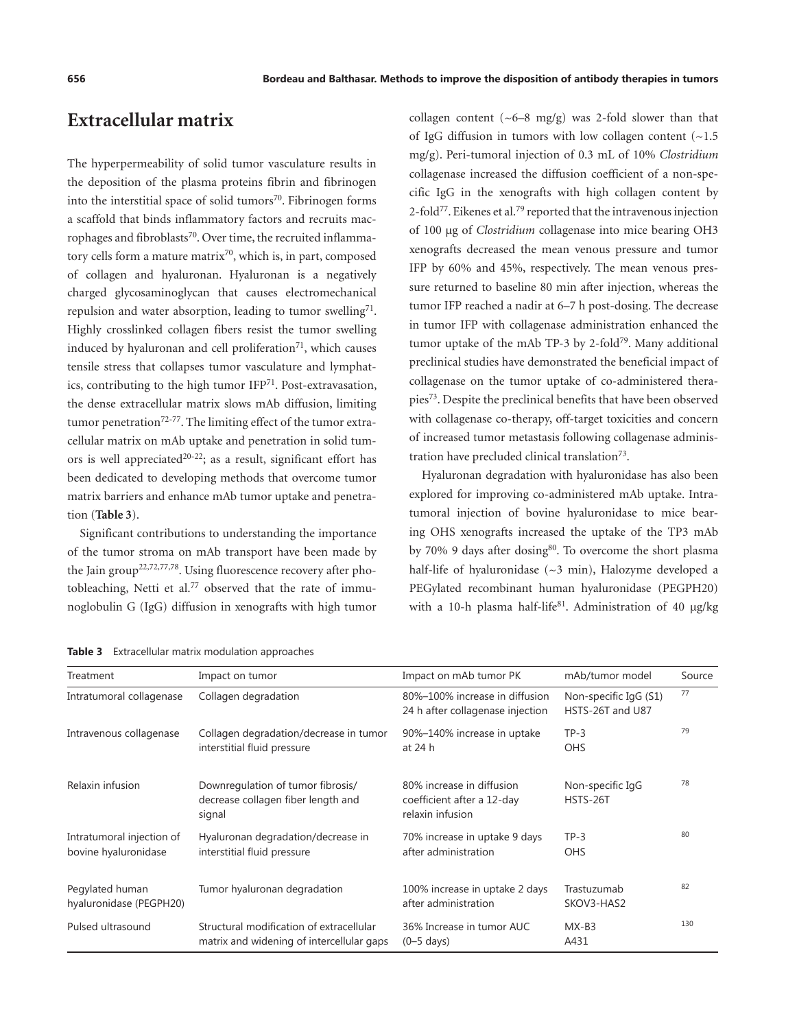## Extracellular matrix

The hyperpermeability of solid tumor vasculature results in the deposition of the plasma proteins fibrin and fibrinogen into the interstitial space of solid tumors[70]. Fibrinogen forms a scaffold that binds inflammatory factors and recruits macrophages and fibroblasts[70]. Over time, the recruited inflammatory cells form a mature matrix[70], which is, in part, composed of collagen and hyaluronan. Hyaluronan is a negatively charged glycosaminoglycan that causes electromechanical repulsion and water absorption, leading to tumor swelling[71]. Highly crosslinked collagen fibers resist the tumor swelling induced by hyaluronan and cell proliferation[71], which causes tensile stress that collapses tumor vasculature and lymphatics, contributing to the high tumor IFP[71]. Post-extravasation, the dense extracellular matrix slows mAb diffusion, limiting tumor penetration[72-77]. The limiting effect of the tumor extracellular matrix on mAb uptake and penetration in solid tumors is well appreciated[20-22]; as a result, significant effort has been dedicated to developing methods that overcome tumor matrix barriers and enhance mAb tumor uptake and penetration (**Table 3**).

Significant contributions to understanding the importance of the tumor stroma on mAb transport have been made by the Jain group[22,72,77,78]. Using fluorescence recovery after photobleaching, Netti et al.[77] observed that the rate of immunoglobulin G (IgG) diffusion in xenografts with high tumor collagen content (~6–8 mg/g) was 2-fold slower than that of IgG diffusion in tumors with low collagen content (~1.5 mg/g). Peri-tumoral injection of 0.3 mL of 10% *Clostridium* collagenase increased the diffusion coefficient of a non-specific IgG in the xenografts with high collagen content by 2-fold[77]. Eikenes et al.[79] reported that the intravenous injection of 100 μg of *Clostridium* collagenase into mice bearing OH3 xenografts decreased the mean venous pressure and tumor IFP by 60% and 45%, respectively. The mean venous pressure returned to baseline 80 min after injection, whereas the tumor IFP reached a nadir at 6–7 h post-dosing. The decrease in tumor IFP with collagenase administration enhanced the tumor uptake of the mAb TP-3 by 2-fold[79]. Many additional preclinical studies have demonstrated the beneficial impact of collagenase on the tumor uptake of co-administered therapies[73]. Despite the preclinical benefits that have been observed with collagenase co-therapy, off-target toxicities and concern of increased tumor metastasis following collagenase administration have precluded clinical translation[73].

Hyaluronan degradation with hyaluronidase has also been explored for improving co-administered mAb uptake. Intratumoral injection of bovine hyaluronidase to mice bearing OHS xenografts increased the uptake of the TP3 mAb by 70% 9 days after dosing[80]. To overcome the short plasma half-life of hyaluronidase (~3 min), Halozyme developed a PEGylated recombinant human hyaluronidase (PEGPH20) with a 10-h plasma half-life[81]. Administration of 40 μg/kg

**Table 3** Extracellular matrix modulation approaches

| Treatment | Impact on tumor | Impact on mAb tumor PK | mAb/tumor model | Source |
|---|---|---|---|---|
| Intratumoral collagenase | Collagen degradation | 80%–100% increase in diffusion 24 h after collagenase injection | Non-specific IgG (S1) HSTS-26T and U87 | 77 |
| Intravenous collagenase | Collagen degradation/decrease in tumor interstitial fluid pressure | 90%–140% increase in uptake at 24 h | TP-3 OHS | 79 |
| Relaxin infusion | Downregulation of tumor fibrosis/ decrease collagen fiber length and signal | 80% increase in diffusion coefficient after a 12-day relaxin infusion | Non-specific IgG HSTS-26T | 78 |
| Intratumoral injection of bovine hyaluronidase | Hyaluronan degradation/decrease in interstitial fluid pressure | 70% increase in uptake 9 days after administration | TP-3 OHS | 80 |
| Pegylated human hyaluronidase (PEGPH20) | Tumor hyaluronan degradation | 100% increase in uptake 2 days after administration | Trastuzumab SKOV3-HAS2 | 82 |
| Pulsed ultrasound | Structural modification of extracellular matrix and widening of intercellular gaps | 36% Increase in tumor AUC (0–5 days) | MX-B3 A431 | 130 |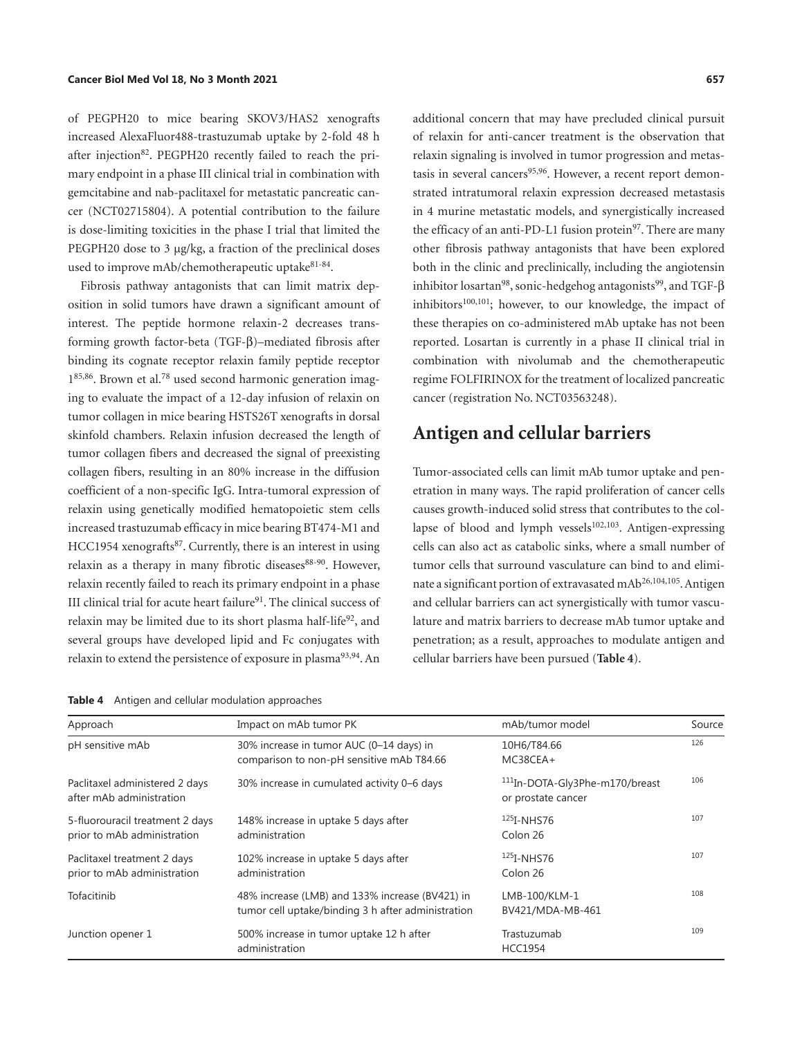of PEGPH20 to mice bearing SKOV3/HAS2 xenografts increased AlexaFluor488-trastuzumab uptake by 2-fold 48 h after injection[82]. PEGPH20 recently failed to reach the primary endpoint in a phase III clinical trial in combination with gemcitabine and nab-paclitaxel for metastatic pancreatic cancer (NCT02715804). A potential contribution to the failure is dose-limiting toxicities in the phase I trial that limited the PEGPH20 dose to 3 μg/kg, a fraction of the preclinical doses used to improve mAb/chemotherapeutic uptake[81-84].

Fibrosis pathway antagonists that can limit matrix deposition in solid tumors have drawn a significant amount of interest. The peptide hormone relaxin-2 decreases transforming growth factor-beta (TGF-β)–mediated fibrosis after binding its cognate receptor relaxin family peptide receptor 1[85,86]. Brown et al.[78] used second harmonic generation imaging to evaluate the impact of a 12-day infusion of relaxin on tumor collagen in mice bearing HSTS26T xenografts in dorsal skinfold chambers. Relaxin infusion decreased the length of tumor collagen fibers and decreased the signal of preexisting collagen fibers, resulting in an 80% increase in the diffusion coefficient of a non-specific IgG. Intra-tumoral expression of relaxin using genetically modified hematopoietic stem cells increased trastuzumab efficacy in mice bearing BT474-M1 and HCC1954 xenografts[87]. Currently, there is an interest in using relaxin as a therapy in many fibrotic diseases[88-90]. However, relaxin recently failed to reach its primary endpoint in a phase III clinical trial for acute heart failure[91]. The clinical success of relaxin may be limited due to its short plasma half-life[92], and several groups have developed lipid and Fc conjugates with relaxin to extend the persistence of exposure in plasma[93,94]. An additional concern that may have precluded clinical pursuit of relaxin for anti-cancer treatment is the observation that relaxin signaling is involved in tumor progression and metastasis in several cancers[95,96]. However, a recent report demonstrated intratumoral relaxin expression decreased metastasis in 4 murine metastatic models, and synergistically increased the efficacy of an anti-PD-L1 fusion protein[97]. There are many other fibrosis pathway antagonists that have been explored both in the clinic and preclinically, including the angiotensin inhibitor losartan[98], sonic-hedgehog antagonists[99], and TGF-β inhibitors[100,101]; however, to our knowledge, the impact of these therapies on co-administered mAb uptake has not been reported. Losartan is currently in a phase II clinical trial in combination with nivolumab and the chemotherapeutic regime FOLFIRINOX for the treatment of localized pancreatic cancer (registration No. NCT03563248).

## Antigen and cellular barriers

Tumor-associated cells can limit mAb tumor uptake and penetration in many ways. The rapid proliferation of cancer cells causes growth-induced solid stress that contributes to the collapse of blood and lymph vessels[102,103]. Antigen-expressing cells can also act as catabolic sinks, where a small number of tumor cells that surround vasculature can bind to and eliminate a significant portion of extravasated mAb[26,104,105]. Antigen and cellular barriers can act synergistically with tumor vasculature and matrix barriers to decrease mAb tumor uptake and penetration; as a result, approaches to modulate antigen and cellular barriers have been pursued (**Table 4**).

**Table 4** Antigen and cellular modulation approaches

| Approach | Impact on mAb tumor PK | mAb/tumor model | Source |
|---|---|---|---|
| pH sensitive mAb | 30% increase in tumor AUC (0–14 days) in comparison to non-pH sensitive mAb T84.66 | 10H6/T84.66 MC38CEA+ | 126 |
| Paclitaxel administered 2 days after mAb administration | 30% increase in cumulated activity 0–6 days | $^{111}$In-DOTA-Gly3Phe-m170/breast or prostate cancer | 106 |
| 5-fluorouracil treatment 2 days prior to mAb administration | 148% increase in uptake 5 days after administration | $^{125}$I-NHS76 Colon 26 | 107 |
| Paclitaxel treatment 2 days prior to mAb administration | 102% increase in uptake 5 days after administration | $^{125}$I-NHS76 Colon 26 | 107 |
| Tofacitinib | 48% increase (LMB) and 133% increase (BV421) in tumor cell uptake/binding 3 h after administration | LMB-100/KLM-1 BV421/MDA-MB-461 | 108 |
| Junction opener 1 | 500% increase in tumor uptake 12 h after administration | Trastuzumab HCC1954 | 109 |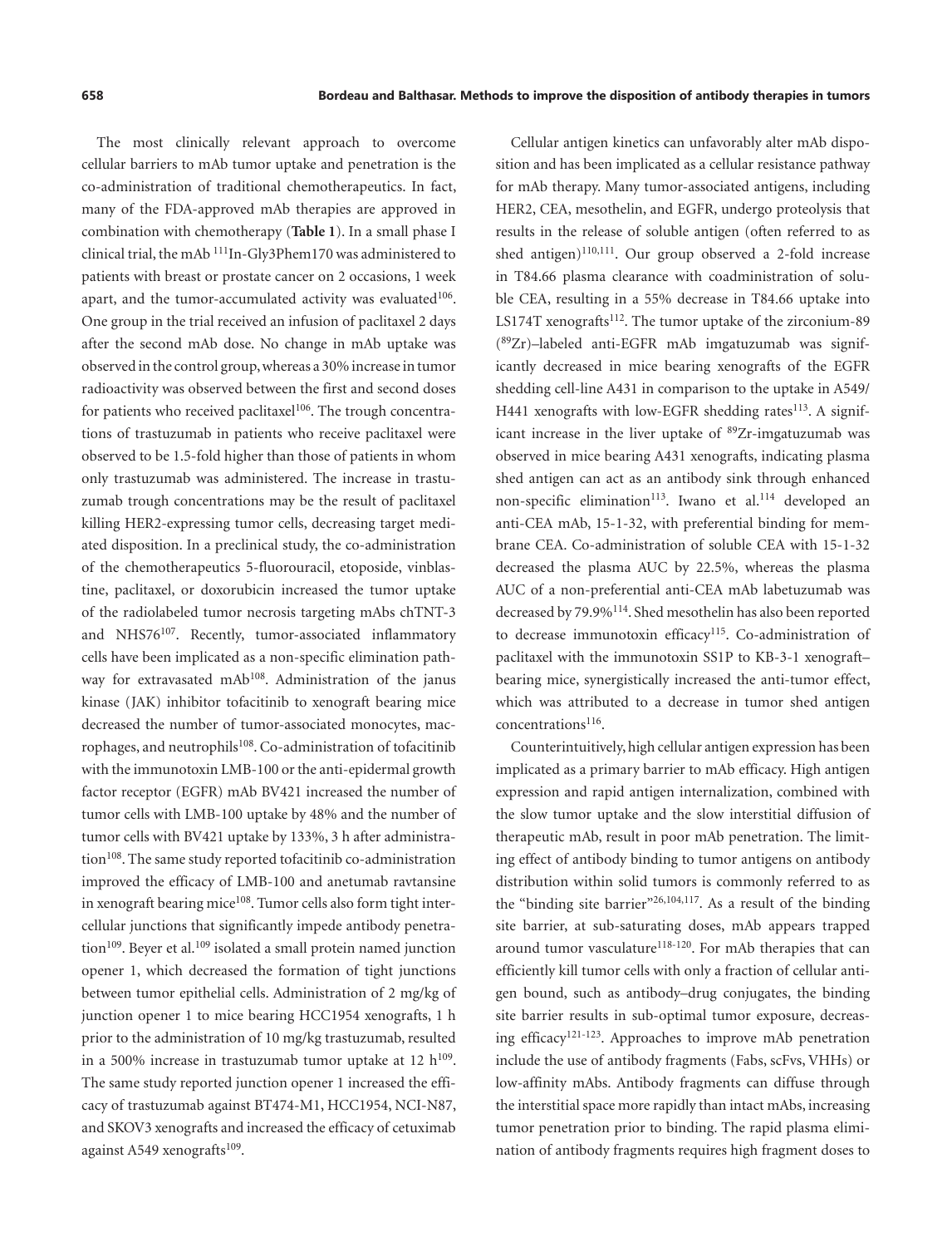The most clinically relevant approach to overcome cellular barriers to mAb tumor uptake and penetration is the co-administration of traditional chemotherapeutics. In fact, many of the FDA-approved mAb therapies are approved in combination with chemotherapy (**Table 1**). In a small phase I clinical trial, the mAb $^{111}$In-Gly3Phem170 was administered to patients with breast or prostate cancer on 2 occasions, 1 week apart, and the tumor-accumulated activity was evaluated[106]. One group in the trial received an infusion of paclitaxel 2 days after the second mAb dose. No change in mAb uptake was observed in the control group, whereas a 30% increase in tumor radioactivity was observed between the first and second doses for patients who received paclitaxel[106]. The trough concentrations of trastuzumab in patients who receive paclitaxel were observed to be 1.5-fold higher than those of patients in whom only trastuzumab was administered. The increase in trastuzumab trough concentrations may be the result of paclitaxel killing HER2-expressing tumor cells, decreasing target mediated disposition. In a preclinical study, the co-administration of the chemotherapeutics 5-fluorouracil, etoposide, vinblastine, paclitaxel, or doxorubicin increased the tumor uptake of the radiolabeled tumor necrosis targeting mAbs chTNT-3 and NHS76[107]. Recently, tumor-associated inflammatory cells have been implicated as a non-specific elimination pathway for extravasated mAb[108]. Administration of the janus kinase (JAK) inhibitor tofacitinib to xenograft bearing mice decreased the number of tumor-associated monocytes, macrophages, and neutrophils[108]. Co-administration of tofacitinib with the immunotoxin LMB-100 or the anti-epidermal growth factor receptor (EGFR) mAb BV421 increased the number of tumor cells with LMB-100 uptake by 48% and the number of tumor cells with BV421 uptake by 133%, 3 h after administration[108]. The same study reported tofacitinib co-administration improved the efficacy of LMB-100 and anetumab ravtansine in xenograft bearing mice[108]. Tumor cells also form tight intercellular junctions that significantly impede antibody penetration[109]. Beyer et al.[109] isolated a small protein named junction opener 1, which decreased the formation of tight junctions between tumor epithelial cells. Administration of 2 mg/kg of junction opener 1 to mice bearing HCC1954 xenografts, 1 h prior to the administration of 10 mg/kg trastuzumab, resulted in a 500% increase in trastuzumab tumor uptake at 12 h[109]. The same study reported junction opener 1 increased the efficacy of trastuzumab against BT474-M1, HCC1954, NCI-N87, and SKOV3 xenografts and increased the efficacy of cetuximab against A549 xenografts[109].

Cellular antigen kinetics can unfavorably alter mAb disposition and has been implicated as a cellular resistance pathway for mAb therapy. Many tumor-associated antigens, including HER2, CEA, mesothelin, and EGFR, undergo proteolysis that results in the release of soluble antigen (often referred to as shed antigen)[110,111]. Our group observed a 2-fold increase in T84.66 plasma clearance with coadministration of soluble CEA, resulting in a 55% decrease in T84.66 uptake into LS174T xenografts[112]. The tumor uptake of the zirconium-89 ($^{89}$Zr)–labeled anti-EGFR mAb imgatuzumab was significantly decreased in mice bearing xenografts of the EGFR shedding cell-line A431 in comparison to the uptake in A549/H441 xenografts with low-EGFR shedding rates[113]. A significant increase in the liver uptake of $^{89}$Zr-imgatuzumab was observed in mice bearing A431 xenografts, indicating plasma shed antigen can act as an antibody sink through enhanced non-specific elimination[113]. Iwano et al.[114] developed an anti-CEA mAb, 15-1-32, with preferential binding for membrane CEA. Co-administration of soluble CEA with 15-1-32 decreased the plasma AUC by 22.5%, whereas the plasma AUC of a non-preferential anti-CEA mAb labetuzumab was decreased by 79.9%[114]. Shed mesothelin has also been reported to decrease immunotoxin efficacy[115]. Co-administration of paclitaxel with the immunotoxin SS1P to KB-3-1 xenograft–bearing mice, synergistically increased the anti-tumor effect, which was attributed to a decrease in tumor shed antigen concentrations[116].

Counterintuitively, high cellular antigen expression has been implicated as a primary barrier to mAb efficacy. High antigen expression and rapid antigen internalization, combined with the slow tumor uptake and the slow interstitial diffusion of therapeutic mAb, result in poor mAb penetration. The limiting effect of antibody binding to tumor antigens on antibody distribution within solid tumors is commonly referred to as the "binding site barrier"[26,104,117]. As a result of the binding site barrier, at sub-saturating doses, mAb appears trapped around tumor vasculature[118-120]. For mAb therapies that can efficiently kill tumor cells with only a fraction of cellular antigen bound, such as antibody–drug conjugates, the binding site barrier results in sub-optimal tumor exposure, decreasing efficacy[121-123]. Approaches to improve mAb penetration include the use of antibody fragments (Fabs, scFvs, VHHs) or low-affinity mAbs. Antibody fragments can diffuse through the interstitial space more rapidly than intact mAbs, increasing tumor penetration prior to binding. The rapid plasma elimination of antibody fragments requires high fragment doses to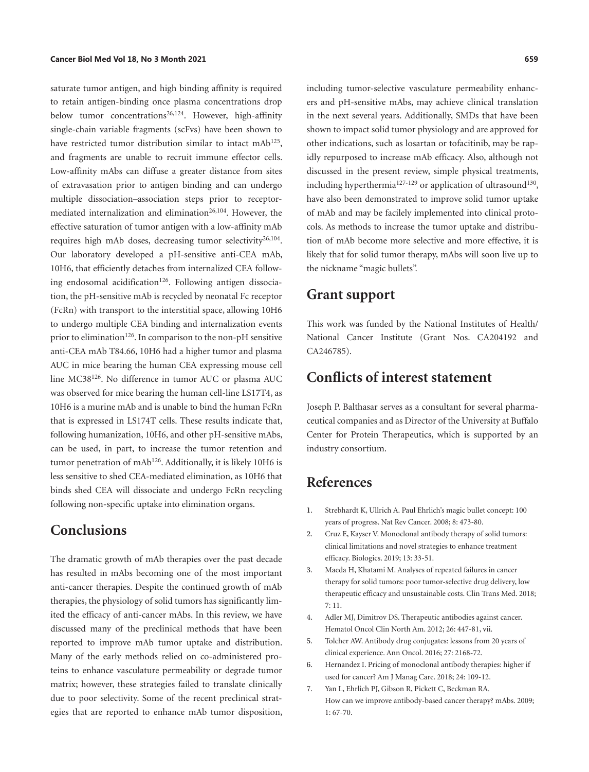saturate tumor antigen, and high binding affinity is required to retain antigen-binding once plasma concentrations drop below tumor concentrations[26,124]. However, high-affinity single-chain variable fragments (scFvs) have been shown to have restricted tumor distribution similar to intact mAb[125], and fragments are unable to recruit immune effector cells. Low-affinity mAbs can diffuse a greater distance from sites of extravasation prior to antigen binding and can undergo multiple dissociation–association steps prior to receptor-mediated internalization and elimination[26,104]. However, the effective saturation of tumor antigen with a low-affinity mAb requires high mAb doses, decreasing tumor selectivity[26,104]. Our laboratory developed a pH-sensitive anti-CEA mAb, 10H6, that efficiently detaches from internalized CEA following endosomal acidification[126]. Following antigen dissociation, the pH-sensitive mAb is recycled by neonatal Fc receptor (FcRn) with transport to the interstitial space, allowing 10H6 to undergo multiple CEA binding and internalization events prior to elimination[126]. In comparison to the non-pH sensitive anti-CEA mAb T84.66, 10H6 had a higher tumor and plasma AUC in mice bearing the human CEA expressing mouse cell line MC38[126]. No difference in tumor AUC or plasma AUC was observed for mice bearing the human cell-line LS17T4, as 10H6 is a murine mAb and is unable to bind the human FcRn that is expressed in LS174T cells. These results indicate that, following humanization, 10H6, and other pH-sensitive mAbs, can be used, in part, to increase the tumor retention and tumor penetration of mAb[126]. Additionally, it is likely 10H6 is less sensitive to shed CEA-mediated elimination, as 10H6 that binds shed CEA will dissociate and undergo FcRn recycling following non-specific uptake into elimination organs.

## Conclusions

The dramatic growth of mAb therapies over the past decade has resulted in mAbs becoming one of the most important anti-cancer therapies. Despite the continued growth of mAb therapies, the physiology of solid tumors has significantly limited the efficacy of anti-cancer mAbs. In this review, we have discussed many of the preclinical methods that have been reported to improve mAb tumor uptake and distribution. Many of the early methods relied on co-administered proteins to enhance vasculature permeability or degrade tumor matrix; however, these strategies failed to translate clinically due to poor selectivity. Some of the recent preclinical strategies that are reported to enhance mAb tumor disposition, including tumor-selective vasculature permeability enhancers and pH-sensitive mAbs, may achieve clinical translation in the next several years. Additionally, SMDs that have been shown to impact solid tumor physiology and are approved for other indications, such as losartan or tofacitinib, may be rapidly repurposed to increase mAb efficacy. Also, although not discussed in the present review, simple physical treatments, including hyperthermia[127-129] or application of ultrasound[130], have also been demonstrated to improve solid tumor uptake of mAb and may be facilely implemented into clinical protocols. As methods to increase the tumor uptake and distribution of mAb become more selective and more effective, it is likely that for solid tumor therapy, mAbs will soon live up to the nickname "magic bullets".

## Grant support

This work was funded by the National Institutes of Health/National Cancer Institute (Grant Nos. CA204192 and CA246785).

## Conflicts of interest statement

Joseph P. Balthasar serves as a consultant for several pharmaceutical companies and as Director of the University at Buffalo Center for Protein Therapeutics, which is supported by an industry consortium.

## References

1. Strebhardt K, Ullrich A. Paul Ehrlich's magic bullet concept: 100 years of progress. Nat Rev Cancer. 2008; 8: 473-80.
2. Cruz E, Kayser V. Monoclonal antibody therapy of solid tumors: clinical limitations and novel strategies to enhance treatment efficacy. Biologics. 2019; 13: 33-51.
3. Maeda H, Khatami M. Analyses of repeated failures in cancer therapy for solid tumors: poor tumor-selective drug delivery, low therapeutic efficacy and unsustainable costs. Clin Trans Med. 2018; 7: 11.
4. Adler MJ, Dimitrov DS. Therapeutic antibodies against cancer. Hematol Oncol Clin North Am. 2012; 26: 447-81, vii.
5. Tolcher AW. Antibody drug conjugates: lessons from 20 years of clinical experience. Ann Oncol. 2016; 27: 2168-72.
6. Hernandez I. Pricing of monoclonal antibody therapies: higher if used for cancer? Am J Manag Care. 2018; 24: 109-12.
7. Yan L, Ehrlich PJ, Gibson R, Pickett C, Beckman RA. How can we improve antibody-based cancer therapy? mAbs. 2009; 1: 67-70.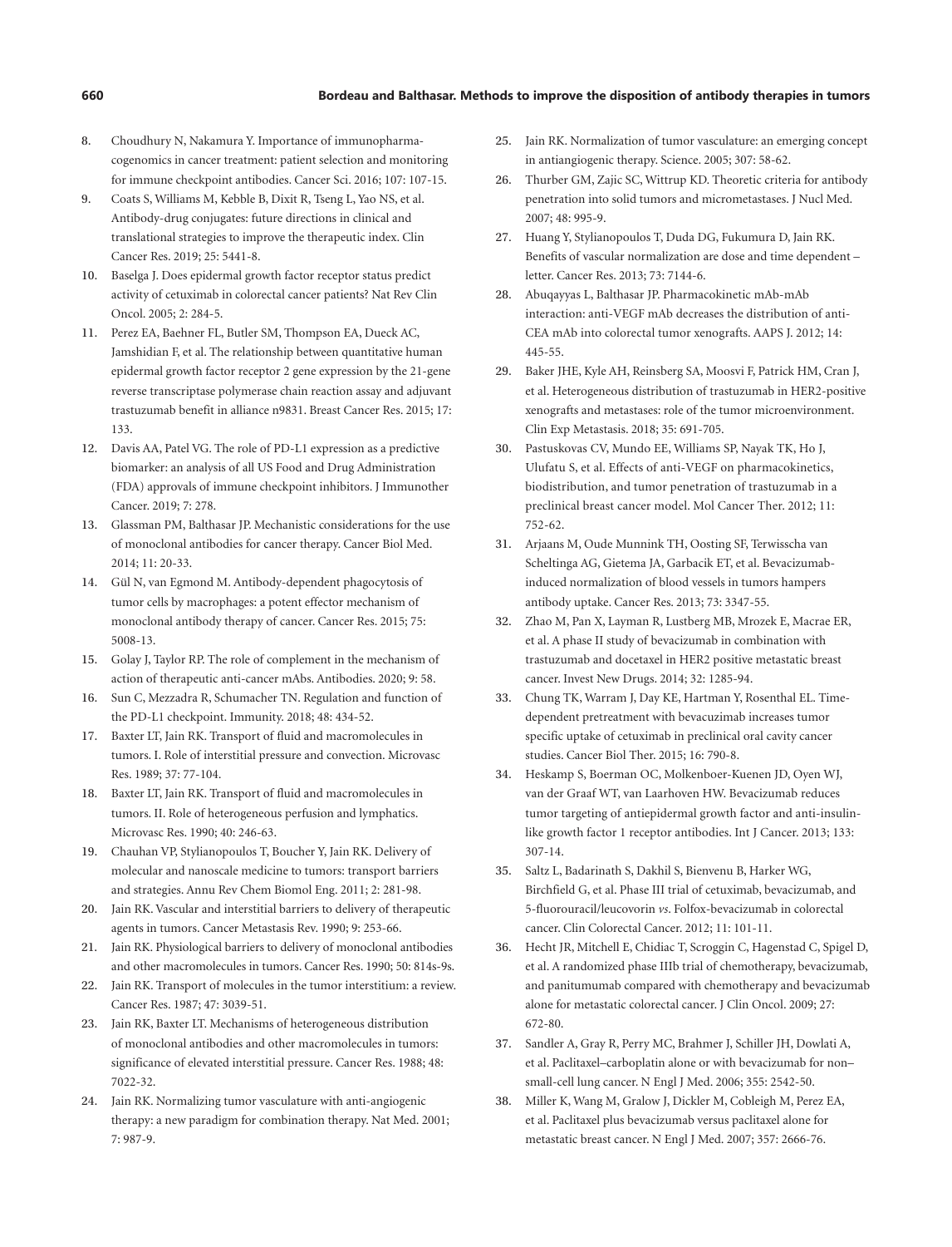8. Choudhury N, Nakamura Y. Importance of immunopharmacogenomics in cancer treatment: patient selection and monitoring for immune checkpoint antibodies. Cancer Sci. 2016; 107: 107-15.
9. Coats S, Williams M, Kebble B, Dixit R, Tseng L, Yao NS, et al. Antibody-drug conjugates: future directions in clinical and translational strategies to improve the therapeutic index. Clin Cancer Res. 2019; 25: 5441-8.
10. Baselga J. Does epidermal growth factor receptor status predict activity of cetuximab in colorectal cancer patients? Nat Rev Clin Oncol. 2005; 2: 284-5.
11. Perez EA, Baehner FL, Butler SM, Thompson EA, Dueck AC, Jamshidian F, et al. The relationship between quantitative human epidermal growth factor receptor 2 gene expression by the 21-gene reverse transcriptase polymerase chain reaction assay and adjuvant trastuzumab benefit in alliance n9831. Breast Cancer Res. 2015; 17: 133.
12. Davis AA, Patel VG. The role of PD-L1 expression as a predictive biomarker: an analysis of all US Food and Drug Administration (FDA) approvals of immune checkpoint inhibitors. J Immunother Cancer. 2019; 7: 278.
13. Glassman PM, Balthasar JP. Mechanistic considerations for the use of monoclonal antibodies for cancer therapy. Cancer Biol Med. 2014; 11: 20-33.
14. Gül N, van Egmond M. Antibody-dependent phagocytosis of tumor cells by macrophages: a potent effector mechanism of monoclonal antibody therapy of cancer. Cancer Res. 2015; 75: 5008-13.
15. Golay J, Taylor RP. The role of complement in the mechanism of action of therapeutic anti-cancer mAbs. Antibodies. 2020; 9: 58.
16. Sun C, Mezzadra R, Schumacher TN. Regulation and function of the PD-L1 checkpoint. Immunity. 2018; 48: 434-52.
17. Baxter LT, Jain RK. Transport of fluid and macromolecules in tumors. I. Role of interstitial pressure and convection. Microvasc Res. 1989; 37: 77-104.
18. Baxter LT, Jain RK. Transport of fluid and macromolecules in tumors. II. Role of heterogeneous perfusion and lymphatics. Microvasc Res. 1990; 40: 246-63.
19. Chauhan VP, Stylianopoulos T, Boucher Y, Jain RK. Delivery of molecular and nanoscale medicine to tumors: transport barriers and strategies. Annu Rev Chem Biomol Eng. 2011; 2: 281-98.
20. Jain RK. Vascular and interstitial barriers to delivery of therapeutic agents in tumors. Cancer Metastasis Rev. 1990; 9: 253-66.
21. Jain RK. Physiological barriers to delivery of monoclonal antibodies and other macromolecules in tumors. Cancer Res. 1990; 50: 814s-9s.
22. Jain RK. Transport of molecules in the tumor interstitium: a review. Cancer Res. 1987; 47: 3039-51.
23. Jain RK, Baxter LT. Mechanisms of heterogeneous distribution of monoclonal antibodies and other macromolecules in tumors: significance of elevated interstitial pressure. Cancer Res. 1988; 48: 7022-32.
24. Jain RK. Normalizing tumor vasculature with anti-angiogenic therapy: a new paradigm for combination therapy. Nat Med. 2001; 7: 987-9.
25. Jain RK. Normalization of tumor vasculature: an emerging concept in antiangiogenic therapy. Science. 2005; 307: 58-62.
26. Thurber GM, Zajic SC, Wittrup KD. Theoretic criteria for antibody penetration into solid tumors and micrometastases. J Nucl Med. 2007; 48: 995-9.
27. Huang Y, Stylianopoulos T, Duda DG, Fukumura D, Jain RK. Benefits of vascular normalization are dose and time dependent – letter. Cancer Res. 2013; 73: 7144-6.
28. Abuqayyas L, Balthasar JP. Pharmacokinetic mAb-mAb interaction: anti-VEGF mAb decreases the distribution of anti-CEA mAb into colorectal tumor xenografts. AAPS J. 2012; 14: 445-55.
29. Baker JHE, Kyle AH, Reinsberg SA, Moosvi F, Patrick HM, Cran J, et al. Heterogeneous distribution of trastuzumab in HER2-positive xenografts and metastases: role of the tumor microenvironment. Clin Exp Metastasis. 2018; 35: 691-705.
30. Pastuskovas CV, Mundo EE, Williams SP, Nayak TK, Ho J, Ulufatu S, et al. Effects of anti-VEGF on pharmacokinetics, biodistribution, and tumor penetration of trastuzumab in a preclinical breast cancer model. Mol Cancer Ther. 2012; 11: 752-62.
31. Arjaans M, Oude Munnink TH, Oosting SF, Terwisscha van Scheltinga AG, Gietema JA, Garbacik ET, et al. Bevacizumab-induced normalization of blood vessels in tumors hampers antibody uptake. Cancer Res. 2013; 73: 3347-55.
32. Zhao M, Pan X, Layman R, Lustberg MB, Mrozek E, Macrae ER, et al. A phase II study of bevacizumab in combination with trastuzumab and docetaxel in HER2 positive metastatic breast cancer. Invest New Drugs. 2014; 32: 1285-94.
33. Chung TK, Warram J, Day KE, Hartman Y, Rosenthal EL. Time-dependent pretreatment with bevacuzimab increases tumor specific uptake of cetuximab in preclinical oral cavity cancer studies. Cancer Biol Ther. 2015; 16: 790-8.
34. Heskamp S, Boerman OC, Molkenboer-Kuenen JD, Oyen WJ, van der Graaf WT, van Laarhoven HW. Bevacizumab reduces tumor targeting of antiepidermal growth factor and anti-insulin-like growth factor 1 receptor antibodies. Int J Cancer. 2013; 133: 307-14.
35. Saltz L, Badarinath S, Dakhil S, Bienvenu B, Harker WG, Birchfield G, et al. Phase III trial of cetuximab, bevacizumab, and 5-fluorouracil/leucovorin *vs*. Folfox-bevacizumab in colorectal cancer. Clin Colorectal Cancer. 2012; 11: 101-11.
36. Hecht JR, Mitchell E, Chidiac T, Scroggin C, Hagenstad C, Spigel D, et al. A randomized phase IIIb trial of chemotherapy, bevacizumab, and panitumumab compared with chemotherapy and bevacizumab alone for metastatic colorectal cancer. J Clin Oncol. 2009; 27: 672-80.
37. Sandler A, Gray R, Perry MC, Brahmer J, Schiller JH, Dowlati A, et al. Paclitaxel–carboplatin alone or with bevacizumab for non–small-cell lung cancer. N Engl J Med. 2006; 355: 2542-50.
38. Miller K, Wang M, Gralow J, Dickler M, Cobleigh M, Perez EA, et al. Paclitaxel plus bevacizumab versus paclitaxel alone for metastatic breast cancer. N Engl J Med. 2007; 357: 2666-76.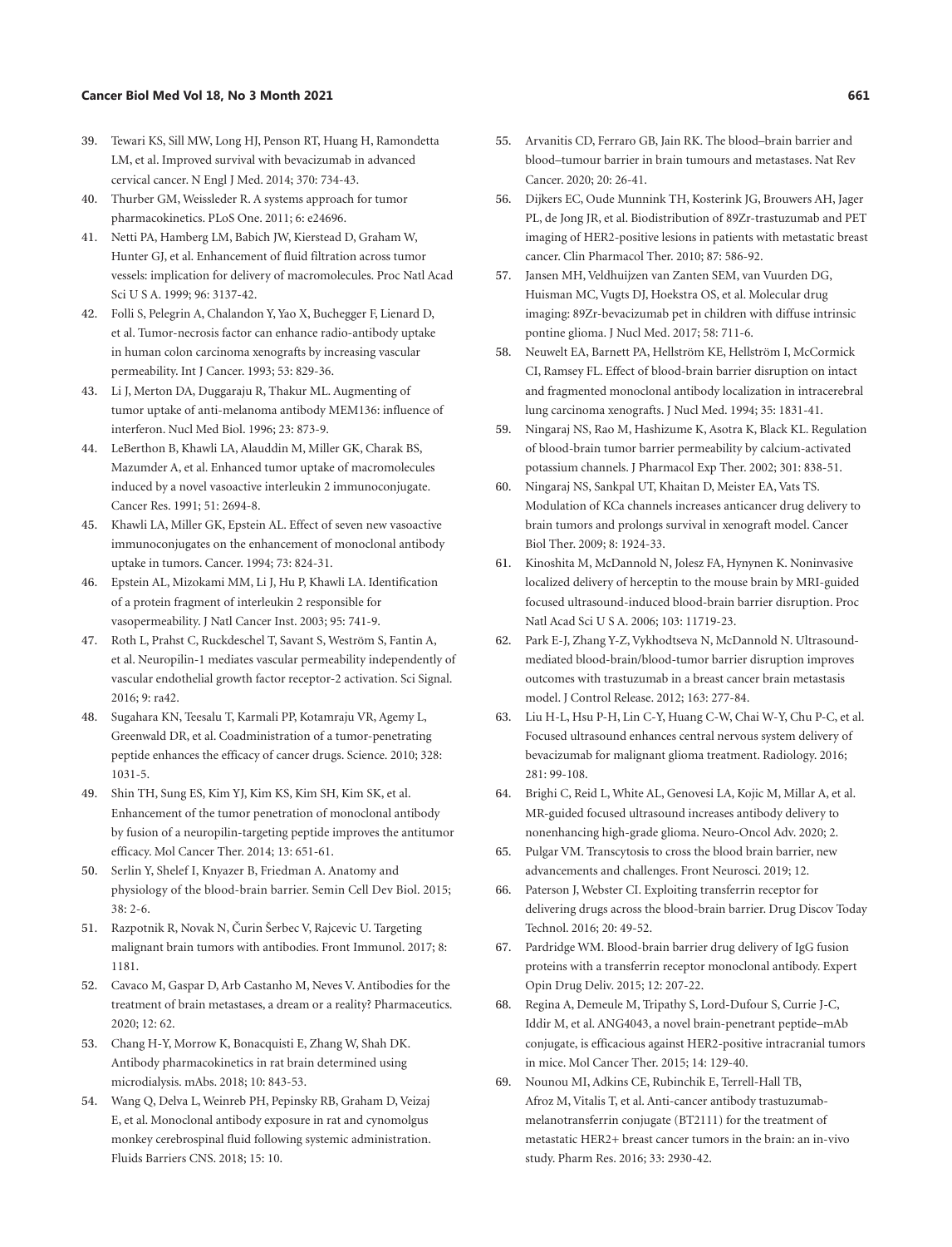39. Tewari KS, Sill MW, Long HJ, Penson RT, Huang H, Ramondetta LM, et al. Improved survival with bevacizumab in advanced cervical cancer. N Engl J Med. 2014; 370: 734-43.
40. Thurber GM, Weissleder R. A systems approach for tumor pharmacokinetics. PLoS One. 2011; 6: e24696.
41. Netti PA, Hamberg LM, Babich JW, Kierstead D, Graham W, Hunter GJ, et al. Enhancement of fluid filtration across tumor vessels: implication for delivery of macromolecules. Proc Natl Acad Sci U S A. 1999; 96: 3137-42.
42. Folli S, Pelegrin A, Chalandon Y, Yao X, Buchegger F, Lienard D, et al. Tumor-necrosis factor can enhance radio-antibody uptake in human colon carcinoma xenografts by increasing vascular permeability. Int J Cancer. 1993; 53: 829-36.
43. Li J, Merton DA, Duggaraju R, Thakur ML. Augmenting of tumor uptake of anti-melanoma antibody MEM136: influence of interferon. Nucl Med Biol. 1996; 23: 873-9.
44. LeBerthon B, Khawli LA, Alauddin M, Miller GK, Charak BS, Mazumder A, et al. Enhanced tumor uptake of macromolecules induced by a novel vasoactive interleukin 2 immunoconjugate. Cancer Res. 1991; 51: 2694-8.
45. Khawli LA, Miller GK, Epstein AL. Effect of seven new vasoactive immunoconjugates on the enhancement of monoclonal antibody uptake in tumors. Cancer. 1994; 73: 824-31.
46. Epstein AL, Mizokami MM, Li J, Hu P, Khawli LA. Identification of a protein fragment of interleukin 2 responsible for vasopermeability. J Natl Cancer Inst. 2003; 95: 741-9.
47. Roth L, Prahst C, Ruckdeschel T, Savant S, Weström S, Fantin A, et al. Neuropilin-1 mediates vascular permeability independently of vascular endothelial growth factor receptor-2 activation. Sci Signal. 2016; 9: ra42.
48. Sugahara KN, Teesalu T, Karmali PP, Kotamraju VR, Agemy L, Greenwald DR, et al. Coadministration of a tumor-penetrating peptide enhances the efficacy of cancer drugs. Science. 2010; 328: 1031-5.
49. Shin TH, Sung ES, Kim YJ, Kim KS, Kim SH, Kim SK, et al. Enhancement of the tumor penetration of monoclonal antibody by fusion of a neuropilin-targeting peptide improves the antitumor efficacy. Mol Cancer Ther. 2014; 13: 651-61.
50. Serlin Y, Shelef I, Knyazer B, Friedman A. Anatomy and physiology of the blood-brain barrier. Semin Cell Dev Biol. 2015; 38: 2-6.
51. Razpotnik R, Novak N, Čurin Šerbec V, Rajcevic U. Targeting malignant brain tumors with antibodies. Front Immunol. 2017; 8: 1181.
52. Cavaco M, Gaspar D, Arb Castanho M, Neves V. Antibodies for the treatment of brain metastases, a dream or a reality? Pharmaceutics. 2020; 12: 62.
53. Chang H-Y, Morrow K, Bonacquisti E, Zhang W, Shah DK. Antibody pharmacokinetics in rat brain determined using microdialysis. mAbs. 2018; 10: 843-53.
54. Wang Q, Delva L, Weinreb PH, Pepinsky RB, Graham D, Veizaj E, et al. Monoclonal antibody exposure in rat and cynomolgus monkey cerebrospinal fluid following systemic administration. Fluids Barriers CNS. 2018; 15: 10.
55. Arvanitis CD, Ferraro GB, Jain RK. The blood–brain barrier and blood–tumour barrier in brain tumours and metastases. Nat Rev Cancer. 2020; 20: 26-41.
56. Dijkers EC, Oude Munnink TH, Kosterink JG, Brouwers AH, Jager PL, de Jong JR, et al. Biodistribution of 89Zr-trastuzumab and PET imaging of HER2-positive lesions in patients with metastatic breast cancer. Clin Pharmacol Ther. 2010; 87: 586-92.
57. Jansen MH, Veldhuijzen van Zanten SEM, van Vuurden DG, Huisman MC, Vugts DJ, Hoekstra OS, et al. Molecular drug imaging: 89Zr-bevacizumab pet in children with diffuse intrinsic pontine glioma. J Nucl Med. 2017; 58: 711-6.
58. Neuwelt EA, Barnett PA, Hellström KE, Hellström I, McCormick CI, Ramsey FL. Effect of blood-brain barrier disruption on intact and fragmented monoclonal antibody localization in intracerebral lung carcinoma xenografts. J Nucl Med. 1994; 35: 1831-41.
59. Ningaraj NS, Rao M, Hashizume K, Asotra K, Black KL. Regulation of blood-brain tumor barrier permeability by calcium-activated potassium channels. J Pharmacol Exp Ther. 2002; 301: 838-51.
60. Ningaraj NS, Sankpal UT, Khaitan D, Meister EA, Vats TS. Modulation of KCa channels increases anticancer drug delivery to brain tumors and prolongs survival in xenograft model. Cancer Biol Ther. 2009; 8: 1924-33.
61. Kinoshita M, McDannold N, Jolesz FA, Hynynen K. Noninvasive localized delivery of herceptin to the mouse brain by MRI-guided focused ultrasound-induced blood-brain barrier disruption. Proc Natl Acad Sci U S A. 2006; 103: 11719-23.
62. Park E-J, Zhang Y-Z, Vykhodtseva N, McDannold N. Ultrasound-mediated blood-brain/blood-tumor barrier disruption improves outcomes with trastuzumab in a breast cancer brain metastasis model. J Control Release. 2012; 163: 277-84.
63. Liu H-L, Hsu P-H, Lin C-Y, Huang C-W, Chai W-Y, Chu P-C, et al. Focused ultrasound enhances central nervous system delivery of bevacizumab for malignant glioma treatment. Radiology. 2016; 281: 99-108.
64. Brighi C, Reid L, White AL, Genovesi LA, Kojic M, Millar A, et al. MR-guided focused ultrasound increases antibody delivery to nonenhancing high-grade glioma. Neuro-Oncol Adv. 2020; 2.
65. Pulgar VM. Transcytosis to cross the blood brain barrier, new advancements and challenges. Front Neurosci. 2019; 12.
66. Paterson J, Webster CI. Exploiting transferrin receptor for delivering drugs across the blood-brain barrier. Drug Discov Today Technol. 2016; 20: 49-52.
67. Pardridge WM. Blood-brain barrier drug delivery of IgG fusion proteins with a transferrin receptor monoclonal antibody. Expert Opin Drug Deliv. 2015; 12: 207-22.
68. Regina A, Demeule M, Tripathy S, Lord-Dufour S, Currie J-C, Iddir M, et al. ANG4043, a novel brain-penetrant peptide–mAb conjugate, is efficacious against HER2-positive intracranial tumors in mice. Mol Cancer Ther. 2015; 14: 129-40.
69. Nounou MI, Adkins CE, Rubinchik E, Terrell-Hall TB, Afroz M, Vitalis T, et al. Anti-cancer antibody trastuzumab-melanotransferrin conjugate (BT2111) for the treatment of metastatic HER2+ breast cancer tumors in the brain: an in-vivo study. Pharm Res. 2016; 33: 2930-42.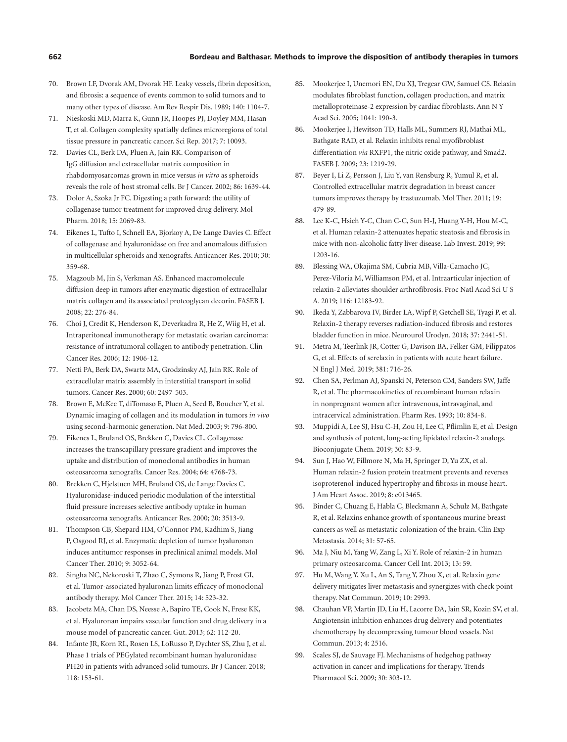70. Brown LF, Dvorak AM, Dvorak HF. Leaky vessels, fibrin deposition, and fibrosis: a sequence of events common to solid tumors and to many other types of disease. Am Rev Respir Dis. 1989; 140: 1104-7.
71. Nieskoski MD, Marra K, Gunn JR, Hoopes PJ, Doyley MM, Hasan T, et al. Collagen complexity spatially defines microregions of total tissue pressure in pancreatic cancer. Sci Rep. 2017; 7: 10093.
72. Davies CL, Berk DA, Pluen A, Jain RK. Comparison of IgG diffusion and extracellular matrix composition in rhabdomyosarcomas grown in mice versus *in vitro* as spheroids reveals the role of host stromal cells. Br J Cancer. 2002; 86: 1639-44.
73. Dolor A, Szoka Jr FC. Digesting a path forward: the utility of collagenase tumor treatment for improved drug delivery. Mol Pharm. 2018; 15: 2069-83.
74. Eikenes L, Tufto I, Schnell EA, Bjorkoy A, De Lange Davies C. Effect of collagenase and hyaluronidase on free and anomalous diffusion in multicellular spheroids and xenografts. Anticancer Res. 2010; 30: 359-68.
75. Magzoub M, Jin S, Verkman AS. Enhanced macromolecule diffusion deep in tumors after enzymatic digestion of extracellular matrix collagen and its associated proteoglycan decorin. FASEB J. 2008; 22: 276-84.
76. Choi J, Credit K, Henderson K, Deverkadra R, He Z, Wiig H, et al. Intraperitoneal immunotherapy for metastatic ovarian carcinoma: resistance of intratumoral collagen to antibody penetration. Clin Cancer Res. 2006; 12: 1906-12.
77. Netti PA, Berk DA, Swartz MA, Grodzinsky AJ, Jain RK. Role of extracellular matrix assembly in interstitial transport in solid tumors. Cancer Res. 2000; 60: 2497-503.
78. Brown E, McKee T, diTomaso E, Pluen A, Seed B, Boucher Y, et al. Dynamic imaging of collagen and its modulation in tumors *in vivo* using second-harmonic generation. Nat Med. 2003; 9: 796-800.
79. Eikenes L, Bruland OS, Brekken C, Davies CL. Collagenase increases the transcapillary pressure gradient and improves the uptake and distribution of monoclonal antibodies in human osteosarcoma xenografts. Cancer Res. 2004; 64: 4768-73.
80. Brekken C, Hjelstuen MH, Bruland OS, de Lange Davies C. Hyaluronidase-induced periodic modulation of the interstitial fluid pressure increases selective antibody uptake in human osteosarcoma xenografts. Anticancer Res. 2000; 20: 3513-9.
81. Thompson CB, Shepard HM, O'Connor PM, Kadhim S, Jiang P, Osgood RJ, et al. Enzymatic depletion of tumor hyaluronan induces antitumor responses in preclinical animal models. Mol Cancer Ther. 2010; 9: 3052-64.
82. Singha NC, Nekoroski T, Zhao C, Symons R, Jiang P, Frost GI, et al. Tumor-associated hyaluronan limits efficacy of monoclonal antibody therapy. Mol Cancer Ther. 2015; 14: 523-32.
83. Jacobetz MA, Chan DS, Neesse A, Bapiro TE, Cook N, Frese KK, et al. Hyaluronan impairs vascular function and drug delivery in a mouse model of pancreatic cancer. Gut. 2013; 62: 112-20.
84. Infante JR, Korn RL, Rosen LS, LoRusso P, Dychter SS, Zhu J, et al. Phase 1 trials of PEGylated recombinant human hyaluronidase PH20 in patients with advanced solid tumours. Br J Cancer. 2018; 118: 153-61.
85. Mookerjee I, Unemori EN, Du XJ, Tregear GW, Samuel CS. Relaxin modulates fibroblast function, collagen production, and matrix metalloproteinase-2 expression by cardiac fibroblasts. Ann N Y Acad Sci. 2005; 1041: 190-3.
86. Mookerjee I, Hewitson TD, Halls ML, Summers RJ, Mathai ML, Bathgate RAD, et al. Relaxin inhibits renal myofibroblast differentiation *via* RXFP1, the nitric oxide pathway, and Smad2. FASEB J. 2009; 23: 1219-29.
87. Beyer I, Li Z, Persson J, Liu Y, van Rensburg R, Yumul R, et al. Controlled extracellular matrix degradation in breast cancer tumors improves therapy by trastuzumab. Mol Ther. 2011; 19: 479-89.
88. Lee K-C, Hsieh Y-C, Chan C-C, Sun H-J, Huang Y-H, Hou M-C, et al. Human relaxin-2 attenuates hepatic steatosis and fibrosis in mice with non-alcoholic fatty liver disease. Lab Invest. 2019; 99: 1203-16.
89. Blessing WA, Okajima SM, Cubria MB, Villa-Camacho JC, Perez-Viloria M, Williamson PM, et al. Intraarticular injection of relaxin-2 alleviates shoulder arthrofibrosis. Proc Natl Acad Sci U S A. 2019; 116: 12183-92.
90. Ikeda Y, Zabbarova IV, Birder LA, Wipf P, Getchell SE, Tyagi P, et al. Relaxin-2 therapy reverses radiation-induced fibrosis and restores bladder function in mice. Neurourol Urodyn. 2018; 37: 2441-51.
91. Metra M, Teerlink JR, Cotter G, Davison BA, Felker GM, Filippatos G, et al. Effects of serelaxin in patients with acute heart failure. N Engl J Med. 2019; 381: 716-26.
92. Chen SA, Perlman AJ, Spanski N, Peterson CM, Sanders SW, Jaffe R, et al. The pharmacokinetics of recombinant human relaxin in nonpregnant women after intravenous, intravaginal, and intracervical administration. Pharm Res. 1993; 10: 834-8.
93. Muppidi A, Lee SJ, Hsu C-H, Zou H, Lee C, Pflimlin E, et al. Design and synthesis of potent, long-acting lipidated relaxin-2 analogs. Bioconjugate Chem. 2019; 30: 83-9.
94. Sun J, Hao W, Fillmore N, Ma H, Springer D, Yu ZX, et al. Human relaxin-2 fusion protein treatment prevents and reverses isoproterenol-induced hypertrophy and fibrosis in mouse heart. J Am Heart Assoc. 2019; 8: e013465.
95. Binder C, Chuang E, Habla C, Bleckmann A, Schulz M, Bathgate R, et al. Relaxins enhance growth of spontaneous murine breast cancers as well as metastatic colonization of the brain. Clin Exp Metastasis. 2014; 31: 57-65.
96. Ma J, Niu M, Yang W, Zang L, Xi Y. Role of relaxin-2 in human primary osteosarcoma. Cancer Cell Int. 2013; 13: 59.
97. Hu M, Wang Y, Xu L, An S, Tang Y, Zhou X, et al. Relaxin gene delivery mitigates liver metastasis and synergizes with check point therapy. Nat Commun. 2019; 10: 2993.
98. Chauhan VP, Martin JD, Liu H, Lacorre DA, Jain SR, Kozin SV, et al. Angiotensin inhibition enhances drug delivery and potentiates chemotherapy by decompressing tumour blood vessels. Nat Commun. 2013; 4: 2516.
99. Scales SJ, de Sauvage FJ. Mechanisms of hedgehog pathway activation in cancer and implications for therapy. Trends Pharmacol Sci. 2009; 30: 303-12.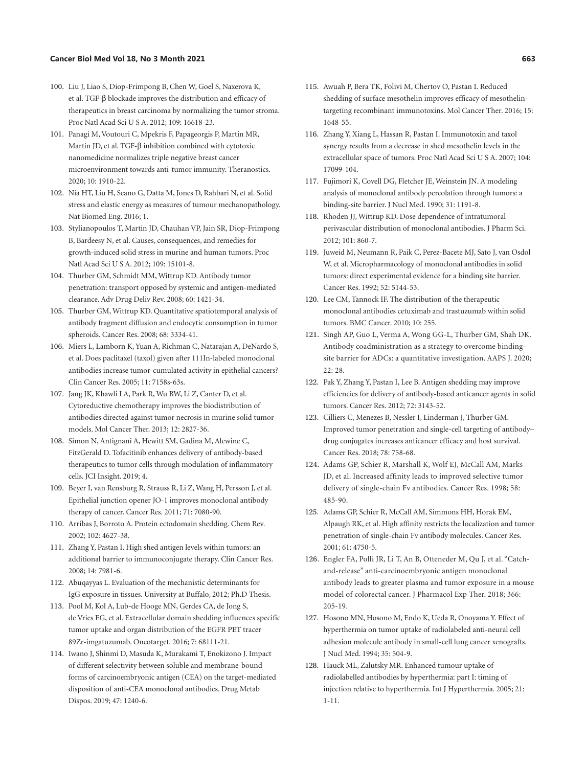100. Liu J, Liao S, Diop-Frimpong B, Chen W, Goel S, Naxerova K, et al. TGF-β blockade improves the distribution and efficacy of therapeutics in breast carcinoma by normalizing the tumor stroma. Proc Natl Acad Sci U S A. 2012; 109: 16618-23.
101. Panagi M, Voutouri C, Mpekris F, Papageorgis P, Martin MR, Martin JD, et al. TGF-β inhibition combined with cytotoxic nanomedicine normalizes triple negative breast cancer microenvironment towards anti-tumor immunity. Theranostics. 2020; 10: 1910-22.
102. Nia HT, Liu H, Seano G, Datta M, Jones D, Rahbari N, et al. Solid stress and elastic energy as measures of tumour mechanopathology. Nat Biomed Eng. 2016; 1.
103. Stylianopoulos T, Martin JD, Chauhan VP, Jain SR, Diop-Frimpong B, Bardeesy N, et al. Causes, consequences, and remedies for growth-induced solid stress in murine and human tumors. Proc Natl Acad Sci U S A. 2012; 109: 15101-8.
104. Thurber GM, Schmidt MM, Wittrup KD. Antibody tumor penetration: transport opposed by systemic and antigen-mediated clearance. Adv Drug Deliv Rev. 2008; 60: 1421-34.
105. Thurber GM, Wittrup KD. Quantitative spatiotemporal analysis of antibody fragment diffusion and endocytic consumption in tumor spheroids. Cancer Res. 2008; 68: 3334-41.
106. Miers L, Lamborn K, Yuan A, Richman C, Natarajan A, DeNardo S, et al. Does paclitaxel (taxol) given after 111In-labeled monoclonal antibodies increase tumor-cumulated activity in epithelial cancers? Clin Cancer Res. 2005; 11: 7158s-63s.
107. Jang JK, Khawli LA, Park R, Wu BW, Li Z, Canter D, et al. Cytoreductive chemotherapy improves the biodistribution of antibodies directed against tumor necrosis in murine solid tumor models. Mol Cancer Ther. 2013; 12: 2827-36.
108. Simon N, Antignani A, Hewitt SM, Gadina M, Alewine C, FitzGerald D. Tofacitinib enhances delivery of antibody-based therapeutics to tumor cells through modulation of inflammatory cells. JCI Insight. 2019; 4.
109. Beyer I, van Rensburg R, Strauss R, Li Z, Wang H, Persson J, et al. Epithelial junction opener JO-1 improves monoclonal antibody therapy of cancer. Cancer Res. 2011; 71: 7080-90.
110. Arribas J, Borroto A. Protein ectodomain shedding. Chem Rev. 2002; 102: 4627-38.
111. Zhang Y, Pastan I. High shed antigen levels within tumors: an additional barrier to immunoconjugate therapy. Clin Cancer Res. 2008; 14: 7981-6.
112. Abuqayyas L. Evaluation of the mechanistic determinants for IgG exposure in tissues. University at Buffalo, 2012; Ph.D Thesis.
113. Pool M, Kol A, Lub-de Hooge MN, Gerdes CA, de Jong S, de Vries EG, et al. Extracellular domain shedding influences specific tumor uptake and organ distribution of the EGFR PET tracer 89Zr-imgatuzumab. Oncotarget. 2016; 7: 68111-21.
114. Iwano J, Shinmi D, Masuda K, Murakami T, Enokizono J. Impact of different selectivity between soluble and membrane-bound forms of carcinoembryonic antigen (CEA) on the target-mediated disposition of anti-CEA monoclonal antibodies. Drug Metab Dispos. 2019; 47: 1240-6.
115. Awuah P, Bera TK, Folivi M, Chertov O, Pastan I. Reduced shedding of surface mesothelin improves efficacy of mesothelin-targeting recombinant immunotoxins. Mol Cancer Ther. 2016; 15: 1648-55.
116. Zhang Y, Xiang L, Hassan R, Pastan I. Immunotoxin and taxol synergy results from a decrease in shed mesothelin levels in the extracellular space of tumors. Proc Natl Acad Sci U S A. 2007; 104: 17099-104.
117. Fujimori K, Covell DG, Fletcher JE, Weinstein JN. A modeling analysis of monoclonal antibody percolation through tumors: a binding-site barrier. J Nucl Med. 1990; 31: 1191-8.
118. Rhoden JJ, Wittrup KD. Dose dependence of intratumoral perivascular distribution of monoclonal antibodies. J Pharm Sci. 2012; 101: 860-7.
119. Juweid M, Neumann R, Paik C, Perez-Bacete MJ, Sato J, van Osdol W, et al. Micropharmacology of monoclonal antibodies in solid tumors: direct experimental evidence for a binding site barrier. Cancer Res. 1992; 52: 5144-53.
120. Lee CM, Tannock IF. The distribution of the therapeutic monoclonal antibodies cetuximab and trastuzumab within solid tumors. BMC Cancer. 2010; 10: 255.
121. Singh AP, Guo L, Verma A, Wong GG-L, Thurber GM, Shah DK. Antibody coadministration as a strategy to overcome binding-site barrier for ADCs: a quantitative investigation. AAPS J. 2020; 22: 28.
122. Pak Y, Zhang Y, Pastan I, Lee B. Antigen shedding may improve efficiencies for delivery of antibody-based anticancer agents in solid tumors. Cancer Res. 2012; 72: 3143-52.
123. Cilliers C, Menezes B, Nessler I, Linderman J, Thurber GM. Improved tumor penetration and single-cell targeting of antibody–drug conjugates increases anticancer efficacy and host survival. Cancer Res. 2018; 78: 758-68.
124. Adams GP, Schier R, Marshall K, Wolf EJ, McCall AM, Marks JD, et al. Increased affinity leads to improved selective tumor delivery of single-chain Fv antibodies. Cancer Res. 1998; 58: 485-90.
125. Adams GP, Schier R, McCall AM, Simmons HH, Horak EM, Alpaugh RK, et al. High affinity restricts the localization and tumor penetration of single-chain Fv antibody molecules. Cancer Res. 2001; 61: 4750-5.
126. Engler FA, Polli JR, Li T, An B, Otteneder M, Qu J, et al. "Catch-and-release" anti-carcinoembryonic antigen monoclonal antibody leads to greater plasma and tumor exposure in a mouse model of colorectal cancer. J Pharmacol Exp Ther. 2018; 366: 205-19.
127. Hosono MN, Hosono M, Endo K, Ueda R, Onoyama Y. Effect of hyperthermia on tumor uptake of radiolabeled anti-neural cell adhesion molecule antibody in small-cell lung cancer xenografts. J Nucl Med. 1994; 35: 504-9.
128. Hauck ML, Zalutsky MR. Enhanced tumour uptake of radiolabelled antibodies by hyperthermia: part I: timing of injection relative to hyperthermia. Int J Hyperthermia. 2005; 21: 1-11.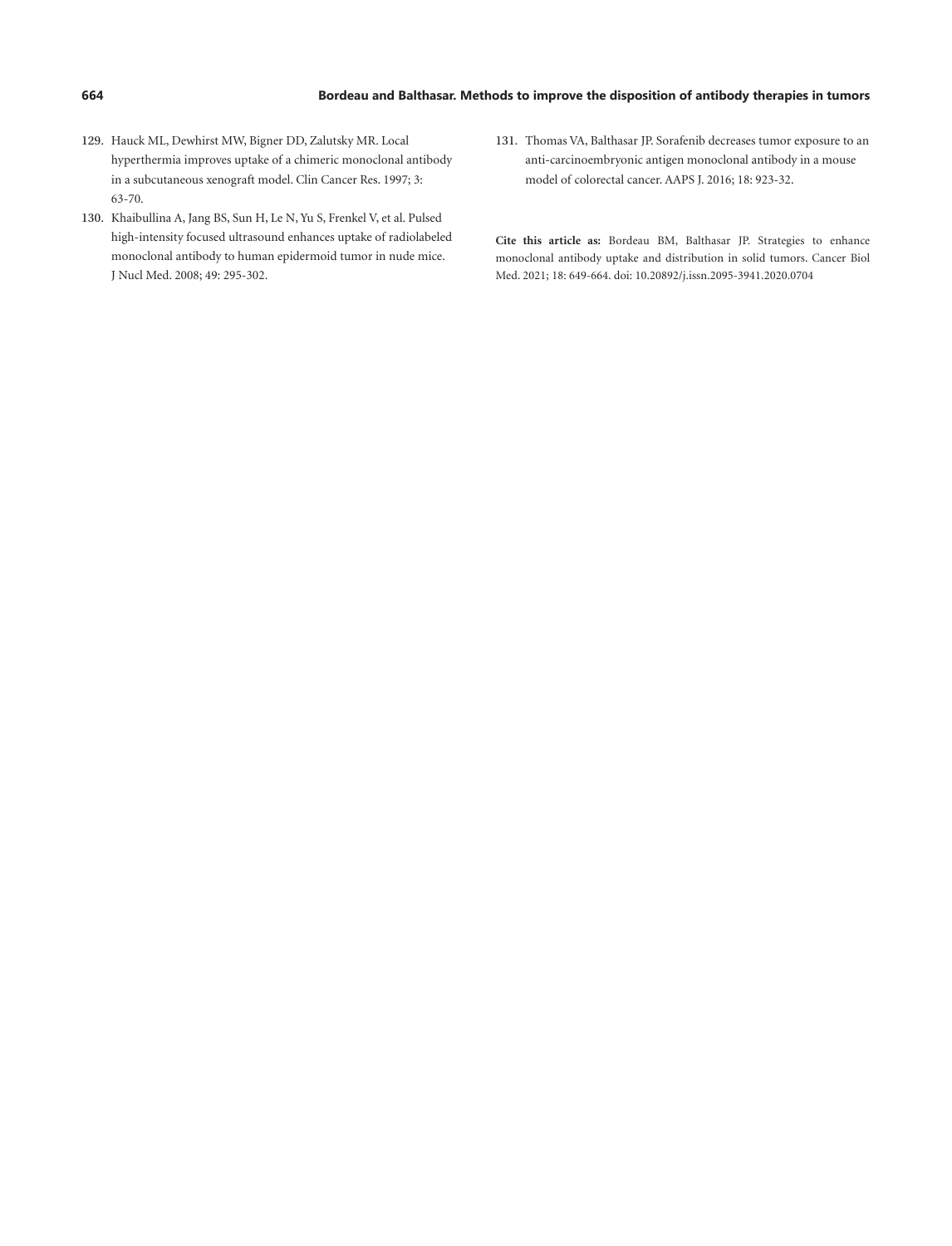129. Hauck ML, Dewhirst MW, Bigner DD, Zalutsky MR. Local hyperthermia improves uptake of a chimeric monoclonal antibody in a subcutaneous xenograft model. Clin Cancer Res. 1997; 3: 63-70.
130. Khaibullina A, Jang BS, Sun H, Le N, Yu S, Frenkel V, et al. Pulsed high-intensity focused ultrasound enhances uptake of radiolabeled monoclonal antibody to human epidermoid tumor in nude mice. J Nucl Med. 2008; 49: 295-302.
131. Thomas VA, Balthasar JP. Sorafenib decreases tumor exposure to an anti-carcinoembryonic antigen monoclonal antibody in a mouse model of colorectal cancer. AAPS J. 2016; 18: 923-32.

**Cite this article as:** Bordeau BM, Balthasar JP. Strategies to enhance monoclonal antibody uptake and distribution in solid tumors. Cancer Biol Med. 2021; 18: 649-664. doi: 10.20892/j.issn.2095-3941.2020.0704